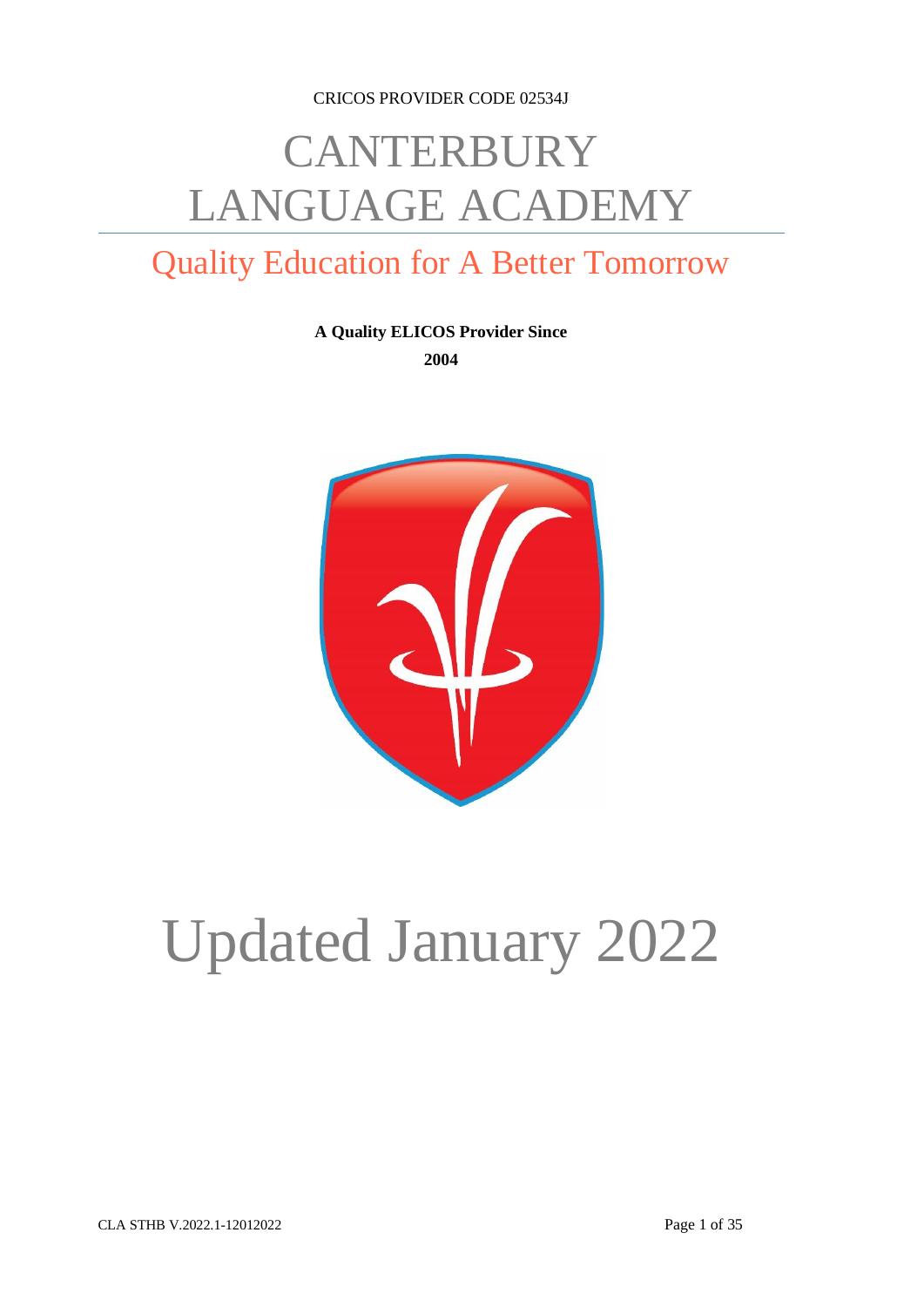CRICOS PROVIDER CODE 02534J

# CANTERBURY LANGUAGE ACADEMY

## Quality Education for A Better Tomorrow

**A Quality ELICOS Provider Since 2004**

# Updated January 2022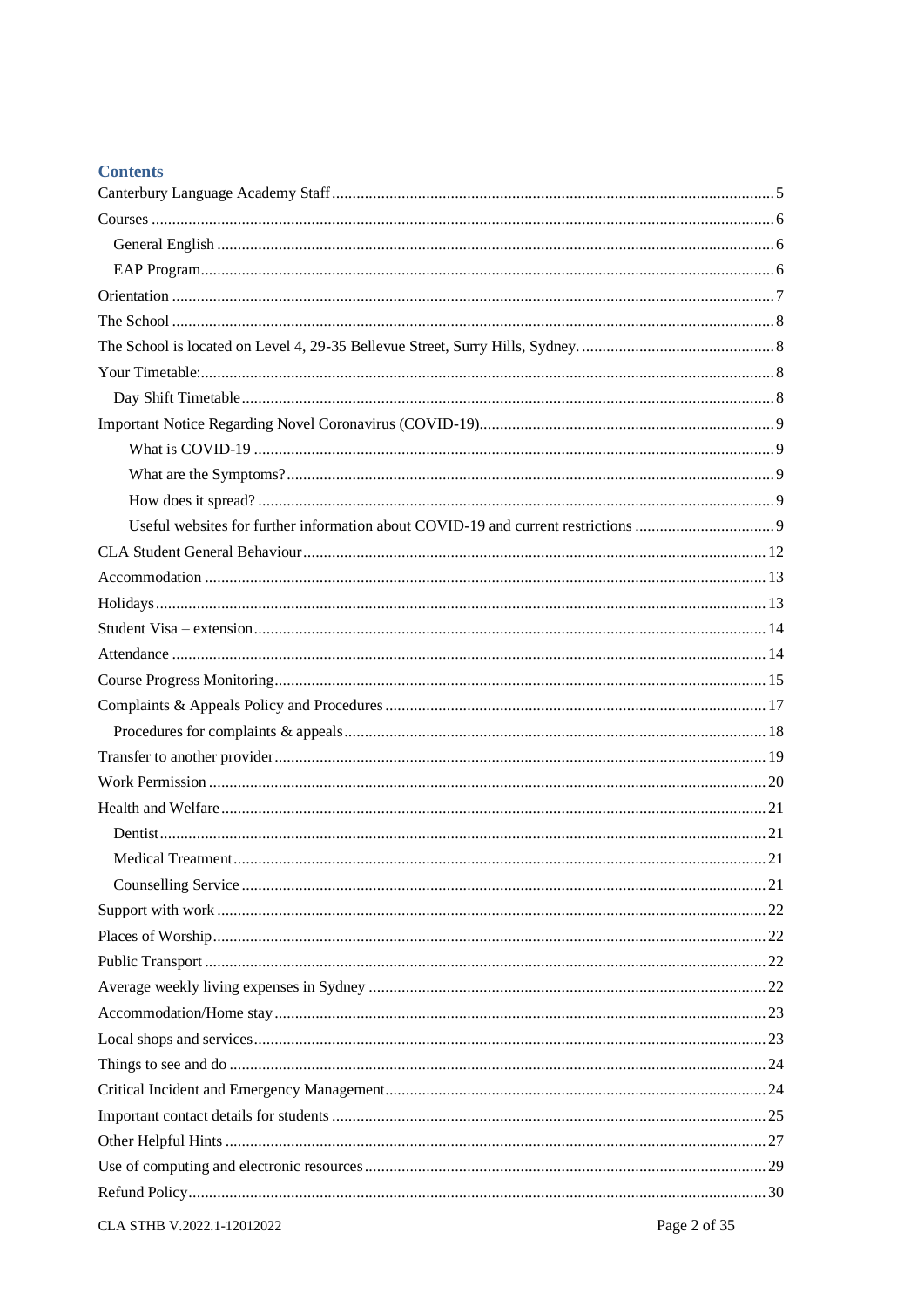## Contents

- Canterbury Language Academy Staff ..... 5
- Courses ..... 6
  - General English ..... 6
  - EAP Program ..... 6
- Orientation ..... 7
- The School ..... 8
- The School is located on Level 4, 29-35 Bellevue Street, Surry Hills, Sydney. ..... 8
- Your Timetable: ..... 8
  - Day Shift Timetable ..... 8
- Important Notice Regarding Novel Coronavirus (COVID-19) ..... 9
    - What is COVID-19 ..... 9
    - What are the Symptoms? ..... 9
    - How does it spread? ..... 9
    - Useful websites for further information about COVID-19 and current restrictions ..... 9
- CLA Student General Behaviour ..... 12
- Accommodation ..... 13
- Holidays ..... 13
- Student Visa – extension ..... 14
- Attendance ..... 14
- Course Progress Monitoring ..... 15
- Complaints & Appeals Policy and Procedures ..... 17
  - Procedures for complaints & appeals ..... 18
- Transfer to another provider ..... 19
- Work Permission ..... 20
- Health and Welfare ..... 21
  - Dentist ..... 21
  - Medical Treatment ..... 21
  - Counselling Service ..... 21
- Support with work ..... 22
- Places of Worship ..... 22
- Public Transport ..... 22
- Average weekly living expenses in Sydney ..... 22
- Accommodation/Home stay ..... 23
- Local shops and services ..... 23
- Things to see and do ..... 24
- Critical Incident and Emergency Management ..... 24
- Important contact details for students ..... 25
- Other Helpful Hints ..... 27
- Use of computing and electronic resources ..... 29
- Refund Policy ..... 30

CLA STHB V.2022.1-12012022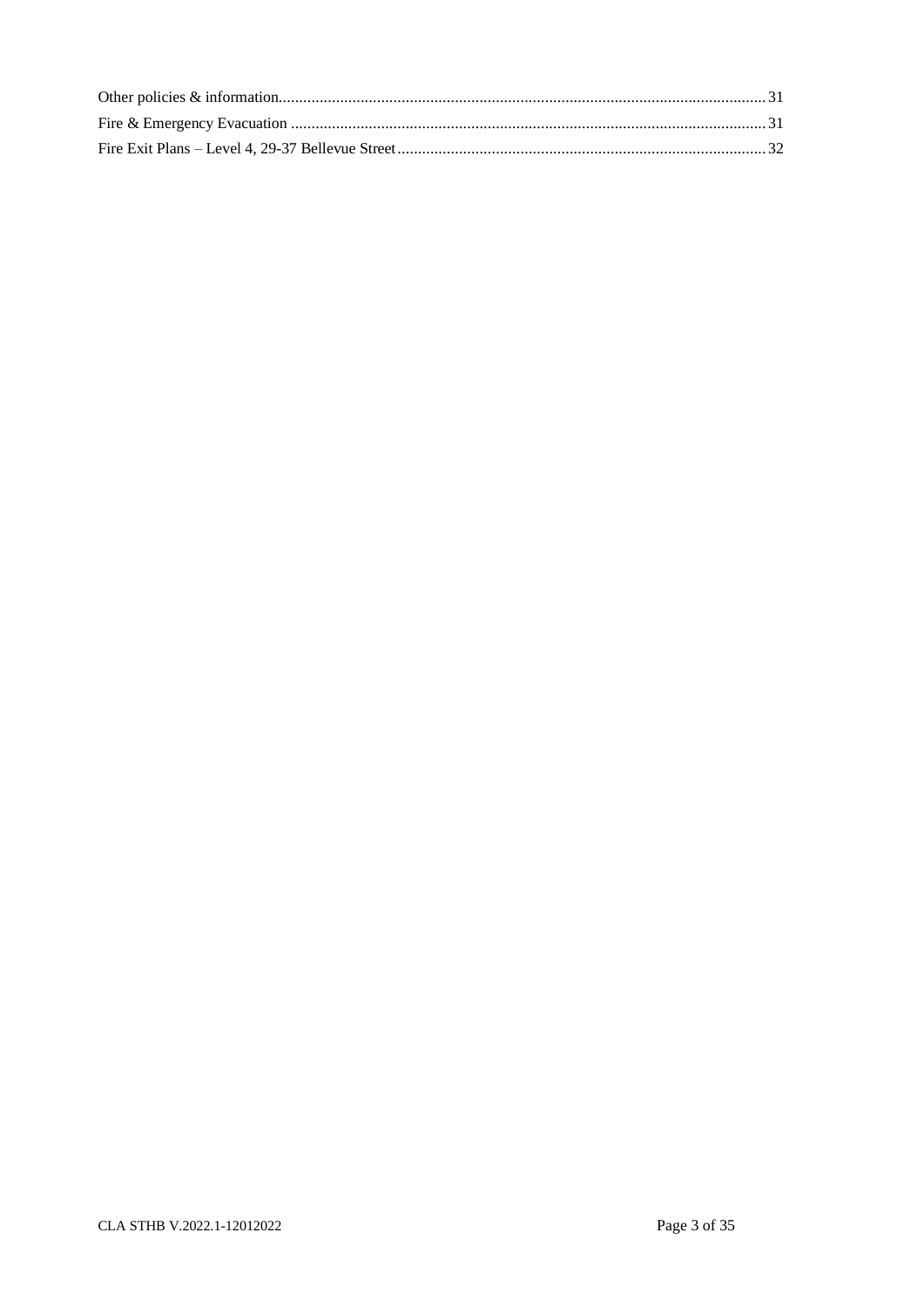Other policies & information........................................................................................................................31

Fire & Emergency Evacuation ....................................................................................................................31

Fire Exit Plans – Level 4, 29-37 Bellevue Street..........................................................................................32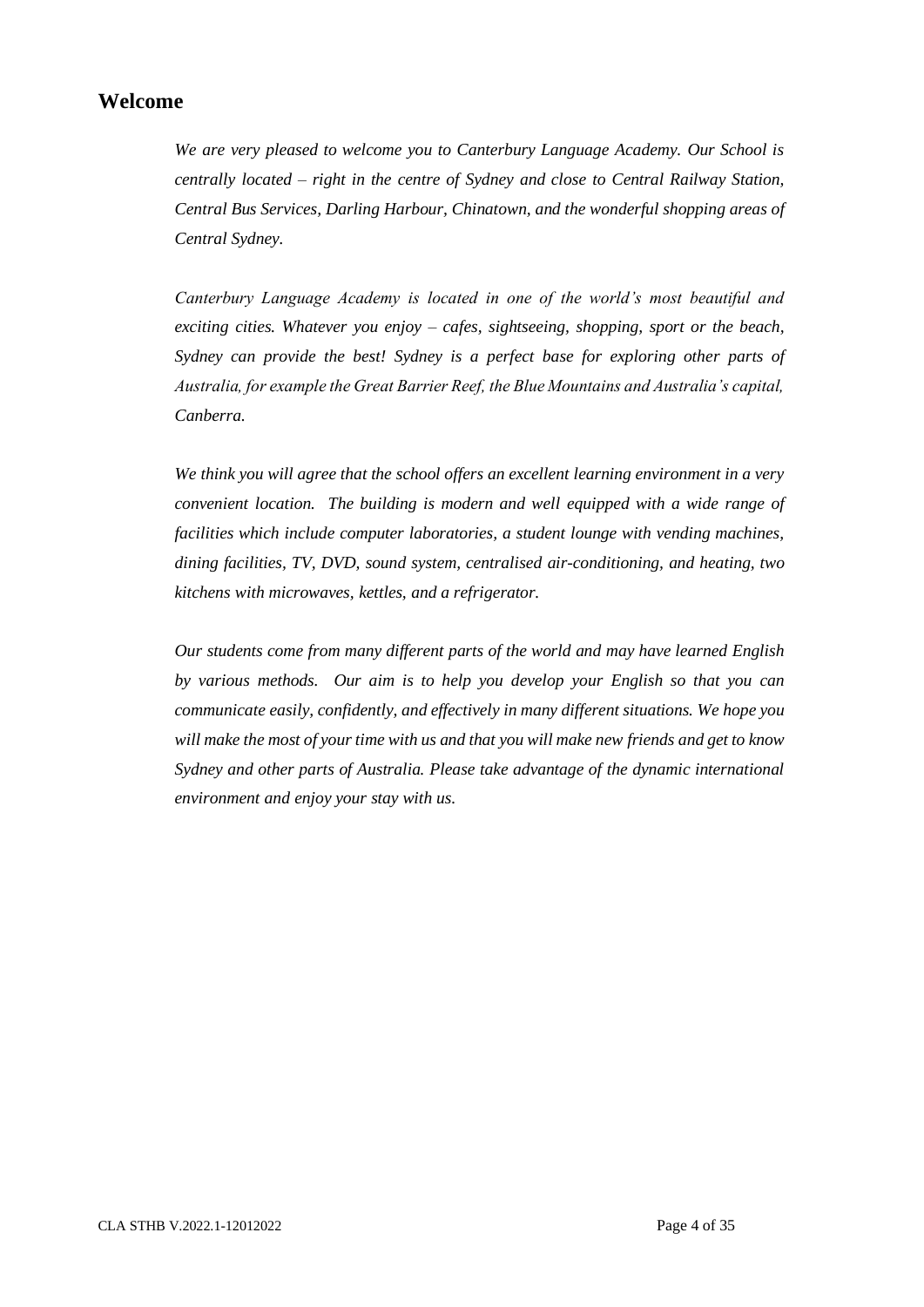## Welcome

*We are very pleased to welcome you to Canterbury Language Academy. Our School is centrally located – right in the centre of Sydney and close to Central Railway Station, Central Bus Services, Darling Harbour, Chinatown, and the wonderful shopping areas of Central Sydney.*

*Canterbury Language Academy is located in one of the world's most beautiful and exciting cities. Whatever you enjoy – cafes, sightseeing, shopping, sport or the beach, Sydney can provide the best! Sydney is a perfect base for exploring other parts of Australia, for example the Great Barrier Reef, the Blue Mountains and Australia's capital, Canberra.*

*We think you will agree that the school offers an excellent learning environment in a very convenient location. The building is modern and well equipped with a wide range of facilities which include computer laboratories, a student lounge with vending machines, dining facilities, TV, DVD, sound system, centralised air-conditioning, and heating, two kitchens with microwaves, kettles, and a refrigerator.*

*Our students come from many different parts of the world and may have learned English by various methods. Our aim is to help you develop your English so that you can communicate easily, confidently, and effectively in many different situations. We hope you will make the most of your time with us and that you will make new friends and get to know Sydney and other parts of Australia. Please take advantage of the dynamic international environment and enjoy your stay with us.*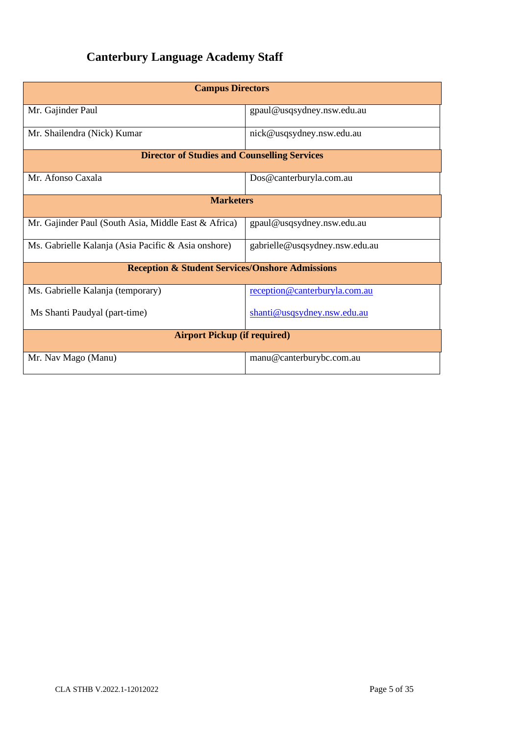## Canterbury Language Academy Staff

| Campus Directors | |
|---|---|
| Mr. Gajinder Paul | gpaul@usqsydney.nsw.edu.au |
| Mr. Shailendra (Nick) Kumar | nick@usqsydney.nsw.edu.au |
| **Director of Studies and Counselling Services** | |
| Mr. Afonso Caxala | Dos@canterburyla.com.au |
| **Marketers** | |
| Mr. Gajinder Paul (South Asia, Middle East & Africa) | gpaul@usqsydney.nsw.edu.au |
| Ms. Gabrielle Kalanja (Asia Pacific & Asia onshore) | gabrielle@usqsydney.nsw.edu.au |
| **Reception & Student Services/Onshore Admissions** | |
| Ms. Gabrielle Kalanja (temporary)<br>Ms Shanti Paudyal (part-time) | reception@canterburyla.com.au<br>shanti@usqsydney.nsw.edu.au |
| **Airport Pickup (if required)** | |
| Mr. Nav Mago (Manu) | manu@canterburybc.com.au |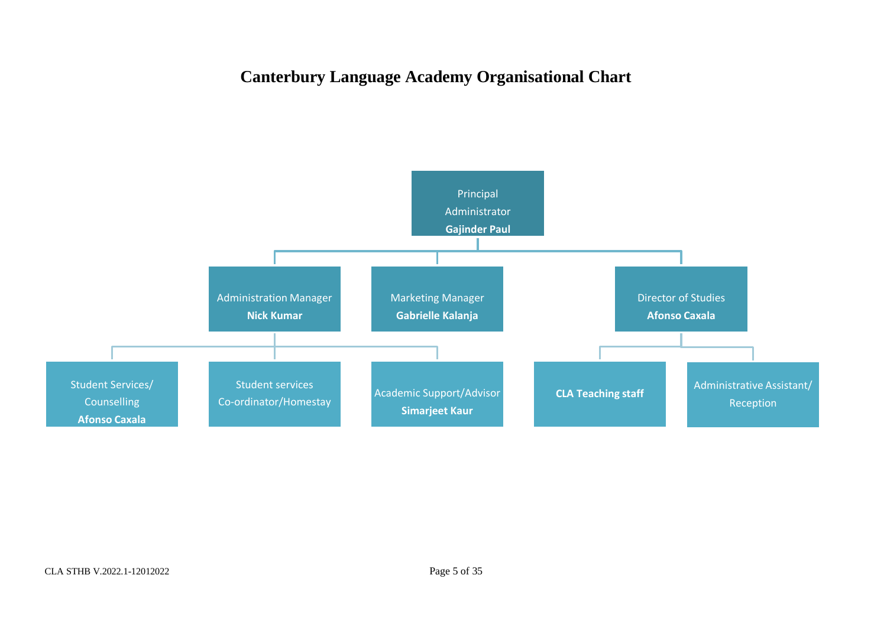# Canterbury Language Academy Organisational Chart

- **Principal Administrator — Gajinder Paul**
  - **Administration Manager — Nick Kumar**
    - Student Services/ Counselling — **Afonso Caxala**
    - Student services Co-ordinator/Homestay
    - Academic Support/Advisor — **Simarjeet Kaur**
  - **Marketing Manager — Gabrielle Kalanja**
  - **Director of Studies — Afonso Caxala**
    - **CLA Teaching staff**
    - Administrative Assistant/ Reception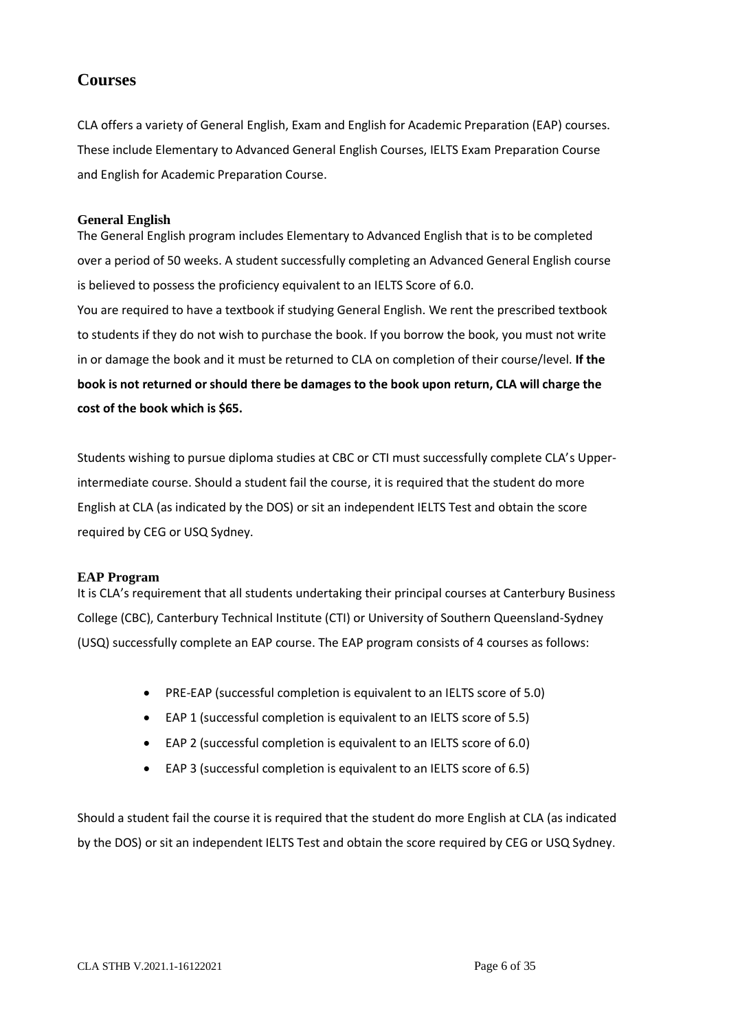# Courses

CLA offers a variety of General English, Exam and English for Academic Preparation (EAP) courses. These include Elementary to Advanced General English Courses, IELTS Exam Preparation Course and English for Academic Preparation Course.

### General English

The General English program includes Elementary to Advanced English that is to be completed over a period of 50 weeks. A student successfully completing an Advanced General English course is believed to possess the proficiency equivalent to an IELTS Score of 6.0.

You are required to have a textbook if studying General English. We rent the prescribed textbook to students if they do not wish to purchase the book. If you borrow the book, you must not write in or damage the book and it must be returned to CLA on completion of their course/level. **If the book is not returned or should there be damages to the book upon return, CLA will charge the cost of the book which is $65.**

Students wishing to pursue diploma studies at CBC or CTI must successfully complete CLA's Upper-intermediate course. Should a student fail the course, it is required that the student do more English at CLA (as indicated by the DOS) or sit an independent IELTS Test and obtain the score required by CEG or USQ Sydney.

### EAP Program

It is CLA's requirement that all students undertaking their principal courses at Canterbury Business College (CBC), Canterbury Technical Institute (CTI) or University of Southern Queensland-Sydney (USQ) successfully complete an EAP course. The EAP program consists of 4 courses as follows:

- PRE-EAP (successful completion is equivalent to an IELTS score of 5.0)
- EAP 1 (successful completion is equivalent to an IELTS score of 5.5)
- EAP 2 (successful completion is equivalent to an IELTS score of 6.0)
- EAP 3 (successful completion is equivalent to an IELTS score of 6.5)

Should a student fail the course it is required that the student do more English at CLA (as indicated by the DOS) or sit an independent IELTS Test and obtain the score required by CEG or USQ Sydney.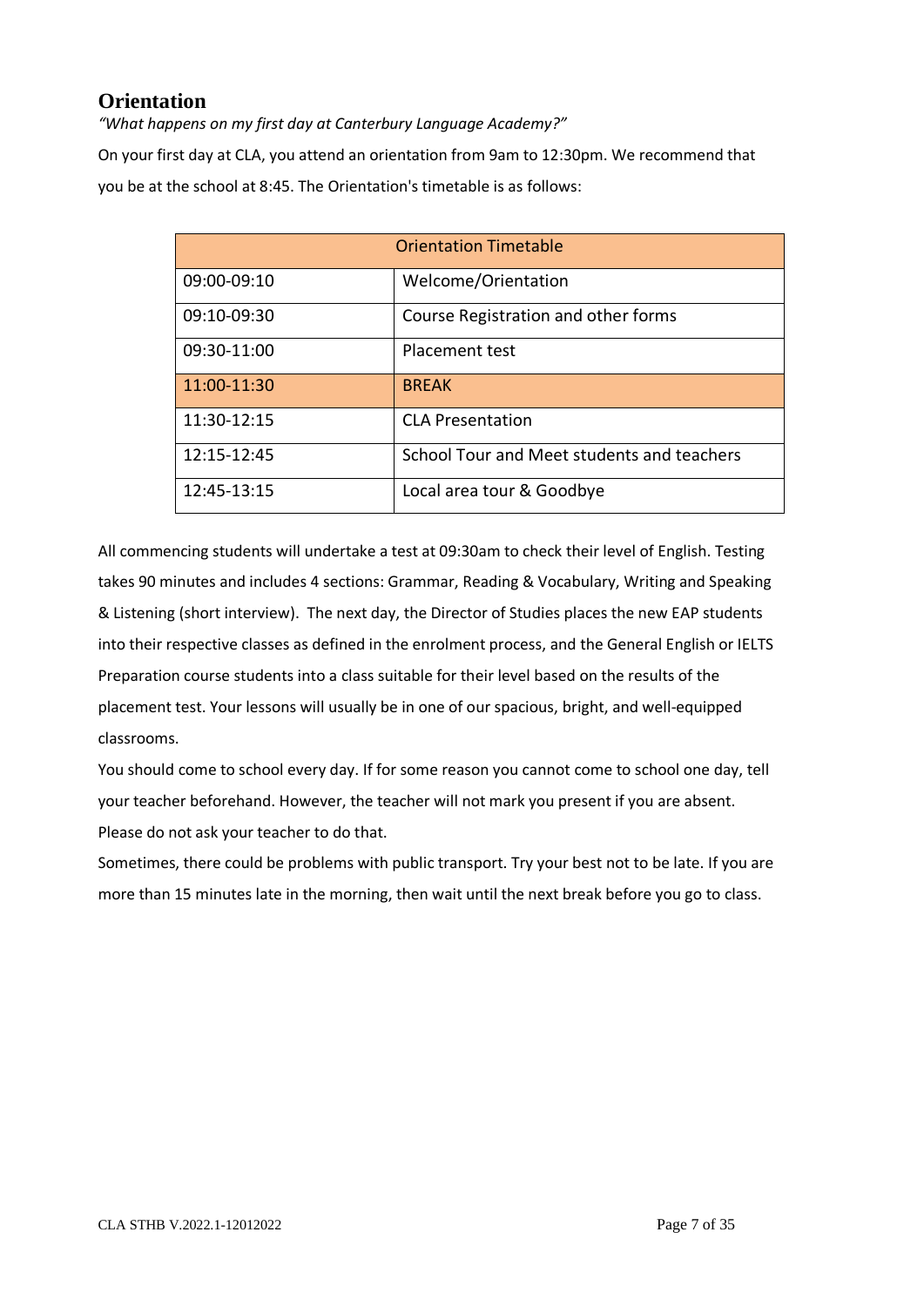## Orientation

*"What happens on my first day at Canterbury Language Academy?"*

On your first day at CLA, you attend an orientation from 9am to 12:30pm. We recommend that you be at the school at 8:45. The Orientation's timetable is as follows:

| Orientation Timetable | |
|---|---|
| 09:00-09:10 | Welcome/Orientation |
| 09:10-09:30 | Course Registration and other forms |
| 09:30-11:00 | Placement test |
| 11:00-11:30 | BREAK |
| 11:30-12:15 | CLA Presentation |
| 12:15-12:45 | School Tour and Meet students and teachers |
| 12:45-13:15 | Local area tour & Goodbye |

All commencing students will undertake a test at 09:30am to check their level of English. Testing takes 90 minutes and includes 4 sections: Grammar, Reading & Vocabulary, Writing and Speaking & Listening (short interview). The next day, the Director of Studies places the new EAP students into their respective classes as defined in the enrolment process, and the General English or IELTS Preparation course students into a class suitable for their level based on the results of the placement test. Your lessons will usually be in one of our spacious, bright, and well-equipped classrooms.

You should come to school every day. If for some reason you cannot come to school one day, tell your teacher beforehand. However, the teacher will not mark you present if you are absent. Please do not ask your teacher to do that.

Sometimes, there could be problems with public transport. Try your best not to be late. If you are more than 15 minutes late in the morning, then wait until the next break before you go to class.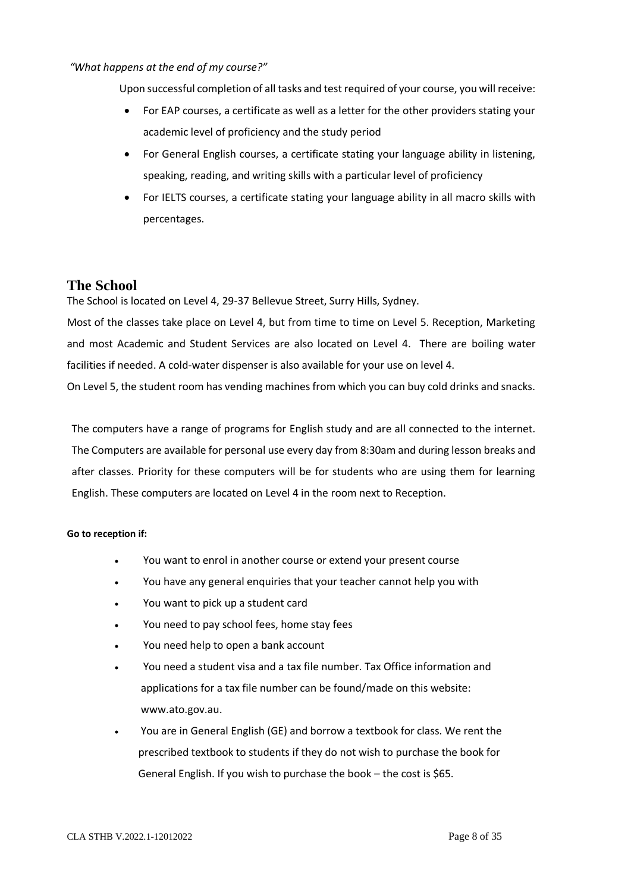*"What happens at the end of my course?"*

Upon successful completion of all tasks and test required of your course, you will receive:

- For EAP courses, a certificate as well as a letter for the other providers stating your academic level of proficiency and the study period
- For General English courses, a certificate stating your language ability in listening, speaking, reading, and writing skills with a particular level of proficiency
- For IELTS courses, a certificate stating your language ability in all macro skills with percentages.

## The School

The School is located on Level 4, 29-37 Bellevue Street, Surry Hills, Sydney.

Most of the classes take place on Level 4, but from time to time on Level 5. Reception, Marketing and most Academic and Student Services are also located on Level 4. There are boiling water facilities if needed. A cold-water dispenser is also available for your use on level 4.

On Level 5, the student room has vending machines from which you can buy cold drinks and snacks.

The computers have a range of programs for English study and are all connected to the internet. The Computers are available for personal use every day from 8:30am and during lesson breaks and after classes. Priority for these computers will be for students who are using them for learning English. These computers are located on Level 4 in the room next to Reception.

**Go to reception if:**

- You want to enrol in another course or extend your present course
- You have any general enquiries that your teacher cannot help you with
- You want to pick up a student card
- You need to pay school fees, home stay fees
- You need help to open a bank account
- You need a student visa and a tax file number. Tax Office information and applications for a tax file number can be found/made on this website: www.ato.gov.au.
- You are in General English (GE) and borrow a textbook for class. We rent the prescribed textbook to students if they do not wish to purchase the book for General English. If you wish to purchase the book – the cost is $65.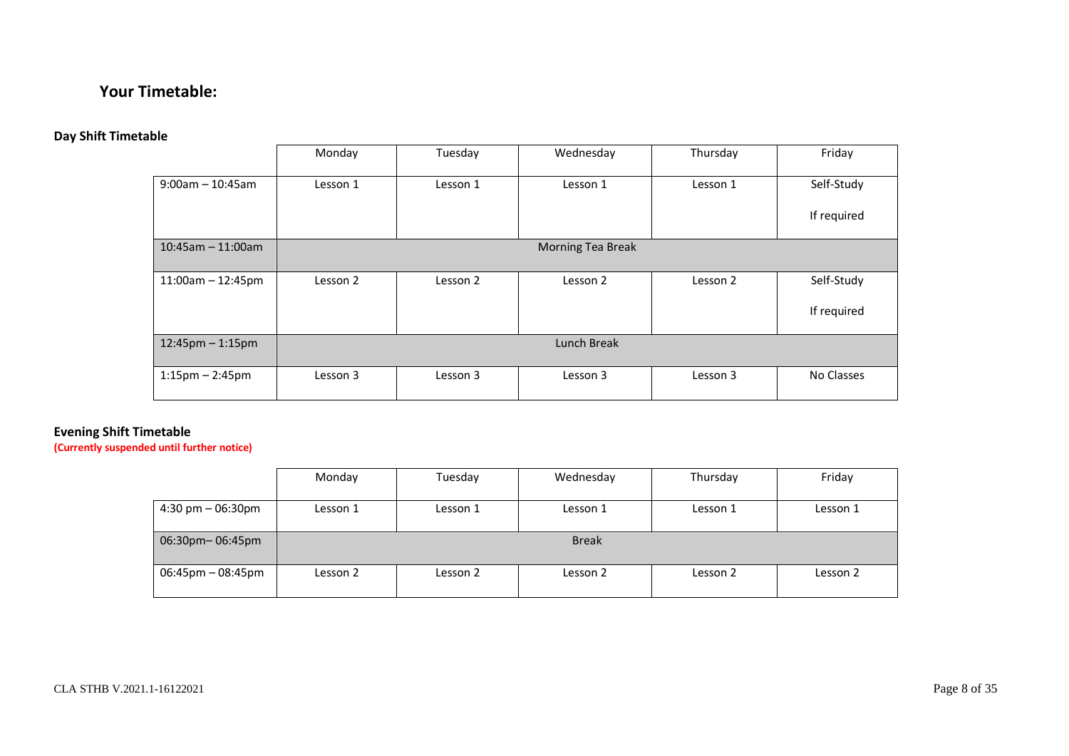## Your Timetable:

### Day Shift Timetable

| | Monday | Tuesday | Wednesday | Thursday | Friday |
|---|---|---|---|---|---|
| 9:00am – 10:45am | Lesson 1 | Lesson 1 | Lesson 1 | Lesson 1 | Self-Study<br>If required |
| 10:45am – 11:00am | Morning Tea Break | | | | |
| 11:00am – 12:45pm | Lesson 2 | Lesson 2 | Lesson 2 | Lesson 2 | Self-Study<br>If required |
| 12:45pm – 1:15pm | Lunch Break | | | | |
| 1:15pm – 2:45pm | Lesson 3 | Lesson 3 | Lesson 3 | Lesson 3 | No Classes |

### Evening Shift Timetable

**(Currently suspended until further notice)**

| | Monday | Tuesday | Wednesday | Thursday | Friday |
|---|---|---|---|---|---|
| 4:30 pm – 06:30pm | Lesson 1 | Lesson 1 | Lesson 1 | Lesson 1 | Lesson 1 |
| 06:30pm– 06:45pm | Break | | | | |
| 06:45pm – 08:45pm | Lesson 2 | Lesson 2 | Lesson 2 | Lesson 2 | Lesson 2 |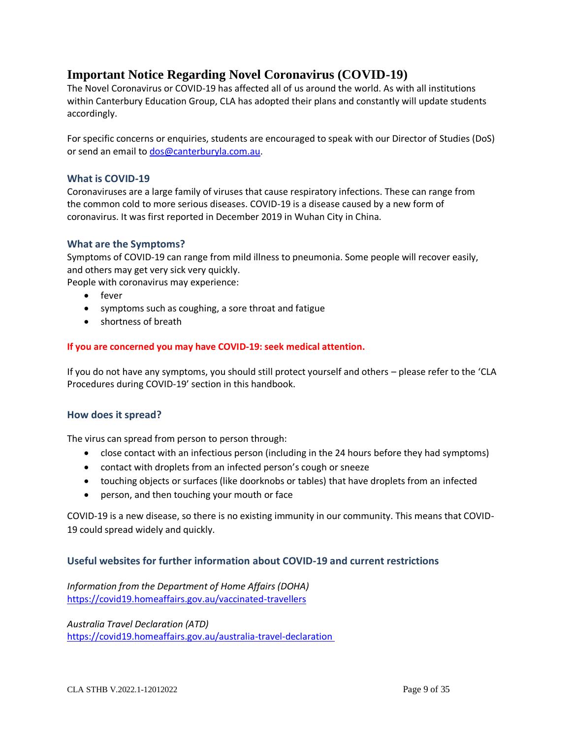# Important Notice Regarding Novel Coronavirus (COVID-19)

The Novel Coronavirus or COVID-19 has affected all of us around the world. As with all institutions within Canterbury Education Group, CLA has adopted their plans and constantly will update students accordingly.

For specific concerns or enquiries, students are encouraged to speak with our Director of Studies (DoS) or send an email to [dos@canterburyla.com.au](mailto:dos@canterburyla.com.au).

## What is COVID-19

Coronaviruses are a large family of viruses that cause respiratory infections. These can range from the common cold to more serious diseases. COVID-19 is a disease caused by a new form of coronavirus. It was first reported in December 2019 in Wuhan City in China.

## What are the Symptoms?

Symptoms of COVID-19 can range from mild illness to pneumonia. Some people will recover easily, and others may get very sick very quickly.

People with coronavirus may experience:

- fever
- symptoms such as coughing, a sore throat and fatigue
- shortness of breath

**If you are concerned you may have COVID-19: seek medical attention.**

If you do not have any symptoms, you should still protect yourself and others – please refer to the 'CLA Procedures during COVID-19' section in this handbook.

## How does it spread?

The virus can spread from person to person through:

- close contact with an infectious person (including in the 24 hours before they had symptoms)
- contact with droplets from an infected person's cough or sneeze
- touching objects or surfaces (like doorknobs or tables) that have droplets from an infected
- person, and then touching your mouth or face

COVID-19 is a new disease, so there is no existing immunity in our community. This means that COVID-19 could spread widely and quickly.

## Useful websites for further information about COVID-19 and current restrictions

*Information from the Department of Home Affairs (DOHA)*
[https://covid19.homeaffairs.gov.au/vaccinated-travellers](https://covid19.homeaffairs.gov.au/vaccinated-travellers)

*Australia Travel Declaration (ATD)*
[https://covid19.homeaffairs.gov.au/australia-travel-declaration](https://covid19.homeaffairs.gov.au/australia-travel-declaration)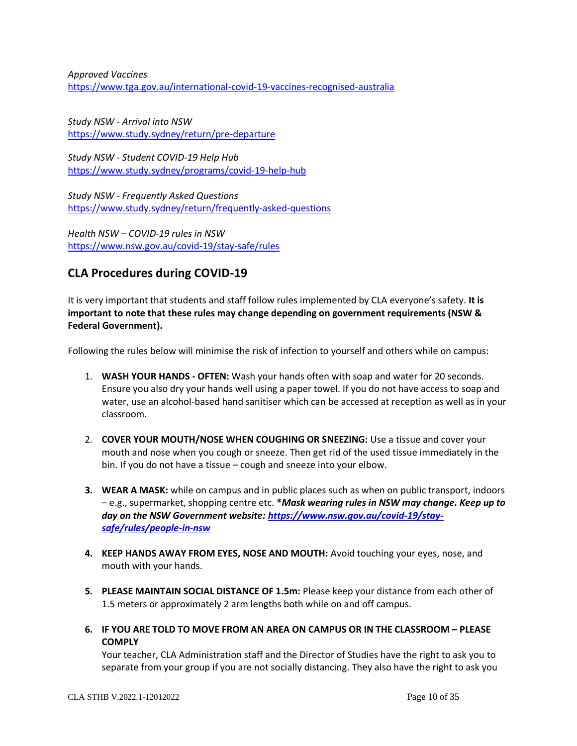*Approved Vaccines*
https://www.tga.gov.au/international-covid-19-vaccines-recognised-australia

*Study NSW - Arrival into NSW*
https://www.study.sydney/return/pre-departure

*Study NSW - Student COVID-19 Help Hub*
https://www.study.sydney/programs/covid-19-help-hub

*Study NSW - Frequently Asked Questions*
https://www.study.sydney/return/frequently-asked-questions

*Health NSW – COVID-19 rules in NSW*
https://www.nsw.gov.au/covid-19/stay-safe/rules

## CLA Procedures during COVID-19

It is very important that students and staff follow rules implemented by CLA everyone's safety. **It is important to note that these rules may change depending on government requirements (NSW & Federal Government).**

Following the rules below will minimise the risk of infection to yourself and others while on campus:

1. **WASH YOUR HANDS - OFTEN:** Wash your hands often with soap and water for 20 seconds. Ensure you also dry your hands well using a paper towel. If you do not have access to soap and water, use an alcohol-based hand sanitiser which can be accessed at reception as well as in your classroom.

2. **COVER YOUR MOUTH/NOSE WHEN COUGHING OR SNEEZING:** Use a tissue and cover your mouth and nose when you cough or sneeze. Then get rid of the used tissue immediately in the bin. If you do not have a tissue – cough and sneeze into your elbow.

3. **WEAR A MASK:** while on campus and in public places such as when on public transport, indoors – e.g., supermarket, shopping centre etc. ***Mask wearing rules in NSW may change. Keep up to day on the NSW Government website: https://www.nsw.gov.au/covid-19/stay-safe/rules/people-in-nsw***

4. **KEEP HANDS AWAY FROM EYES, NOSE AND MOUTH:** Avoid touching your eyes, nose, and mouth with your hands.

5. **PLEASE MAINTAIN SOCIAL DISTANCE OF 1.5m:** Please keep your distance from each other of 1.5 meters or approximately 2 arm lengths both while on and off campus.

6. **IF YOU ARE TOLD TO MOVE FROM AN AREA ON CAMPUS OR IN THE CLASSROOM – PLEASE COMPLY**
   Your teacher, CLA Administration staff and the Director of Studies have the right to ask you to separate from your group if you are not socially distancing. They also have the right to ask you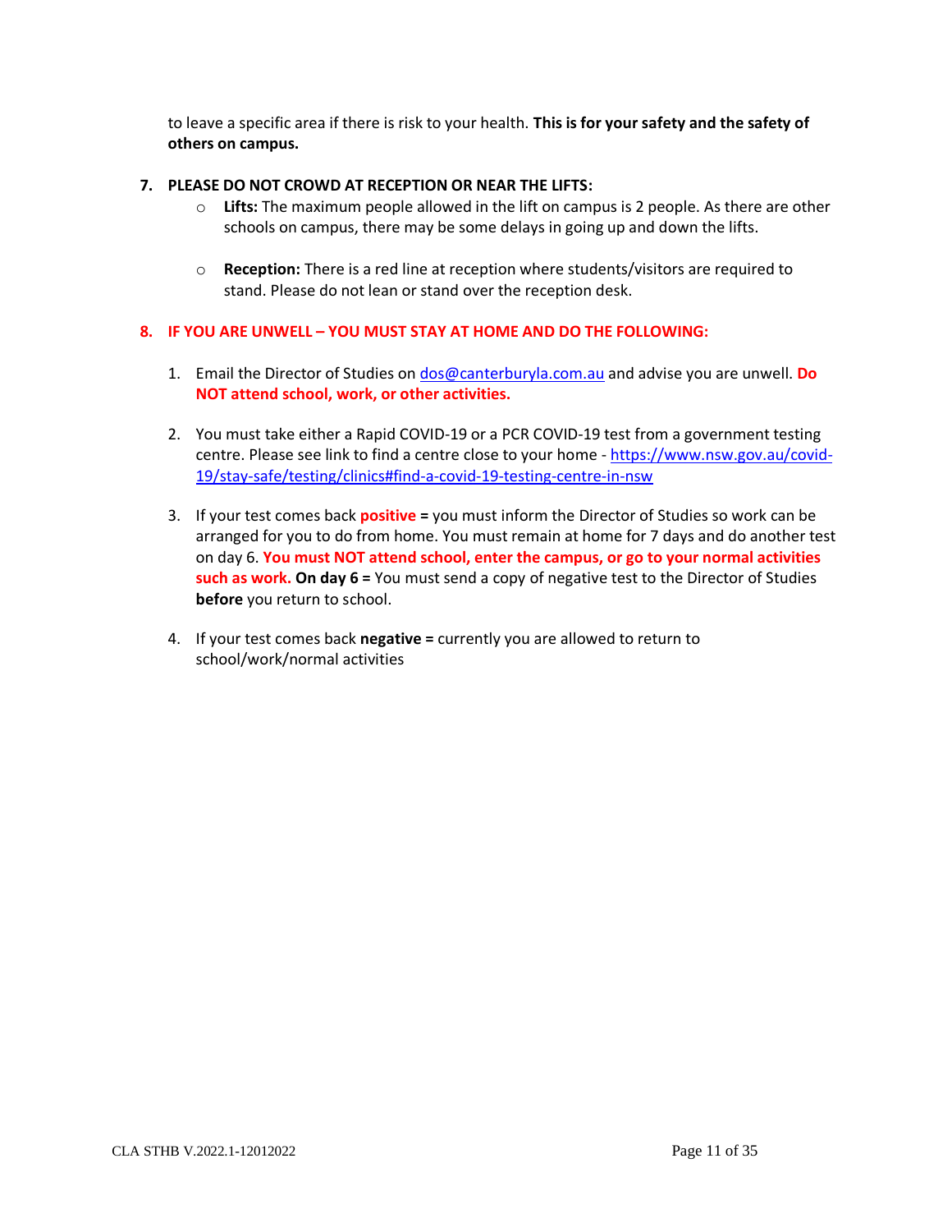to leave a specific area if there is risk to your health. **This is for your safety and the safety of others on campus.**

7. **PLEASE DO NOT CROWD AT RECEPTION OR NEAR THE LIFTS:**
    - **Lifts:** The maximum people allowed in the lift on campus is 2 people. As there are other schools on campus, there may be some delays in going up and down the lifts.

    - **Reception:** There is a red line at reception where students/visitors are required to stand. Please do not lean or stand over the reception desk.

8. **IF YOU ARE UNWELL – YOU MUST STAY AT HOME AND DO THE FOLLOWING:**

    1. Email the Director of Studies on [dos@canterburyla.com.au](mailto:dos@canterburyla.com.au) and advise you are unwell. **Do NOT attend school, work, or other activities.**

    2. You must take either a Rapid COVID-19 or a PCR COVID-19 test from a government testing centre. Please see link to find a centre close to your home - [https://www.nsw.gov.au/covid-19/stay-safe/testing/clinics#find-a-covid-19-testing-centre-in-nsw](https://www.nsw.gov.au/covid-19/stay-safe/testing/clinics#find-a-covid-19-testing-centre-in-nsw)

    3. If your test comes back **positive =** you must inform the Director of Studies so work can be arranged for you to do from home. You must remain at home for 7 days and do another test on day 6. **You must NOT attend school, enter the campus, or go to your normal activities such as work. On day 6 =** You must send a copy of negative test to the Director of Studies **before** you return to school.

    4. If your test comes back **negative =** currently you are allowed to return to school/work/normal activities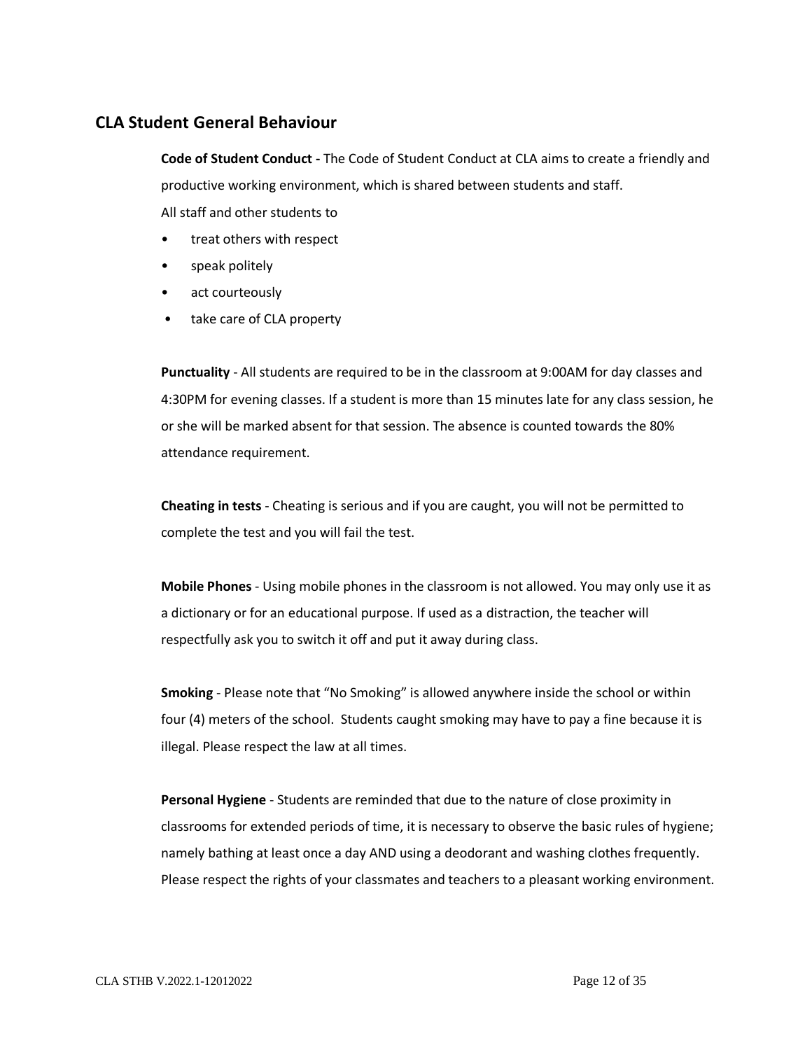## CLA Student General Behaviour

**Code of Student Conduct -** The Code of Student Conduct at CLA aims to create a friendly and productive working environment, which is shared between students and staff.
All staff and other students to

- treat others with respect
- speak politely
- act courteously
- take care of CLA property

**Punctuality** - All students are required to be in the classroom at 9:00AM for day classes and 4:30PM for evening classes. If a student is more than 15 minutes late for any class session, he or she will be marked absent for that session. The absence is counted towards the 80% attendance requirement.

**Cheating in tests** - Cheating is serious and if you are caught, you will not be permitted to complete the test and you will fail the test.

**Mobile Phones** - Using mobile phones in the classroom is not allowed. You may only use it as a dictionary or for an educational purpose. If used as a distraction, the teacher will respectfully ask you to switch it off and put it away during class.

**Smoking** - Please note that "No Smoking" is allowed anywhere inside the school or within four (4) meters of the school. Students caught smoking may have to pay a fine because it is illegal. Please respect the law at all times.

**Personal Hygiene** - Students are reminded that due to the nature of close proximity in classrooms for extended periods of time, it is necessary to observe the basic rules of hygiene; namely bathing at least once a day AND using a deodorant and washing clothes frequently. Please respect the rights of your classmates and teachers to a pleasant working environment.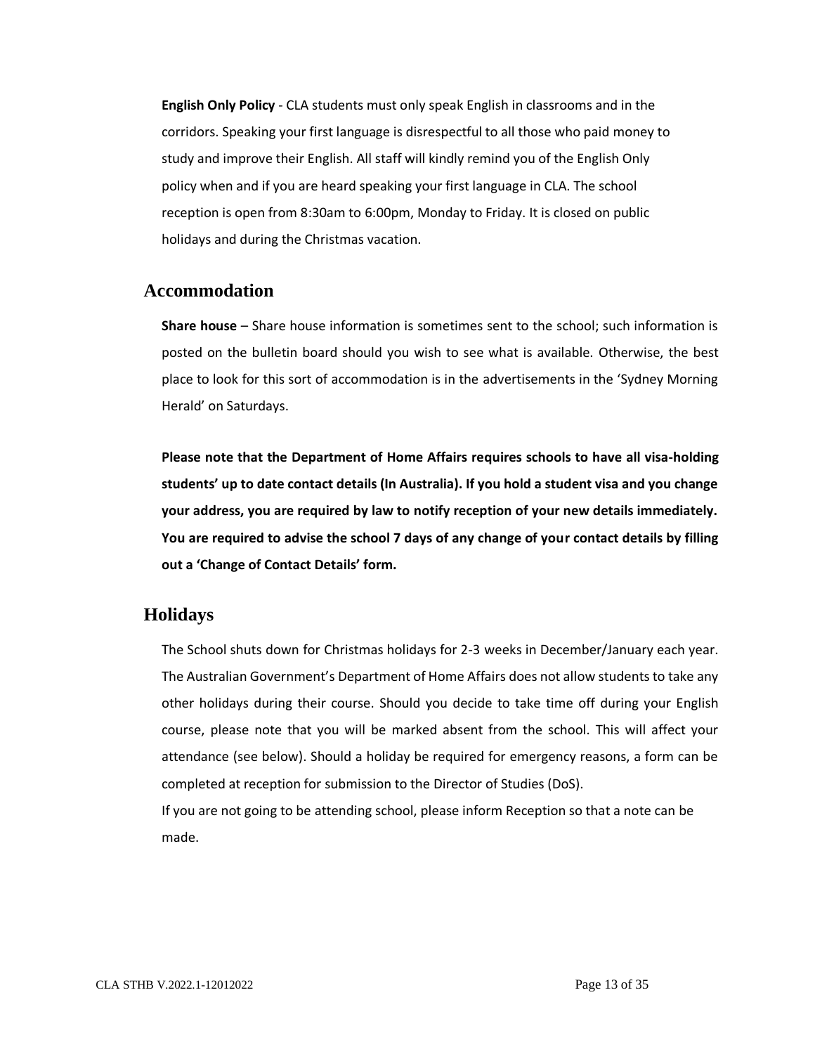**English Only Policy** - CLA students must only speak English in classrooms and in the corridors. Speaking your first language is disrespectful to all those who paid money to study and improve their English. All staff will kindly remind you of the English Only policy when and if you are heard speaking your first language in CLA. The school reception is open from 8:30am to 6:00pm, Monday to Friday. It is closed on public holidays and during the Christmas vacation.

## Accommodation

**Share house** – Share house information is sometimes sent to the school; such information is posted on the bulletin board should you wish to see what is available. Otherwise, the best place to look for this sort of accommodation is in the advertisements in the 'Sydney Morning Herald' on Saturdays.

**Please note that the Department of Home Affairs requires schools to have all visa-holding students' up to date contact details (In Australia). If you hold a student visa and you change your address, you are required by law to notify reception of your new details immediately. You are required to advise the school 7 days of any change of your contact details by filling out a 'Change of Contact Details' form.**

## Holidays

The School shuts down for Christmas holidays for 2-3 weeks in December/January each year. The Australian Government's Department of Home Affairs does not allow students to take any other holidays during their course. Should you decide to take time off during your English course, please note that you will be marked absent from the school. This will affect your attendance (see below). Should a holiday be required for emergency reasons, a form can be completed at reception for submission to the Director of Studies (DoS).

If you are not going to be attending school, please inform Reception so that a note can be made.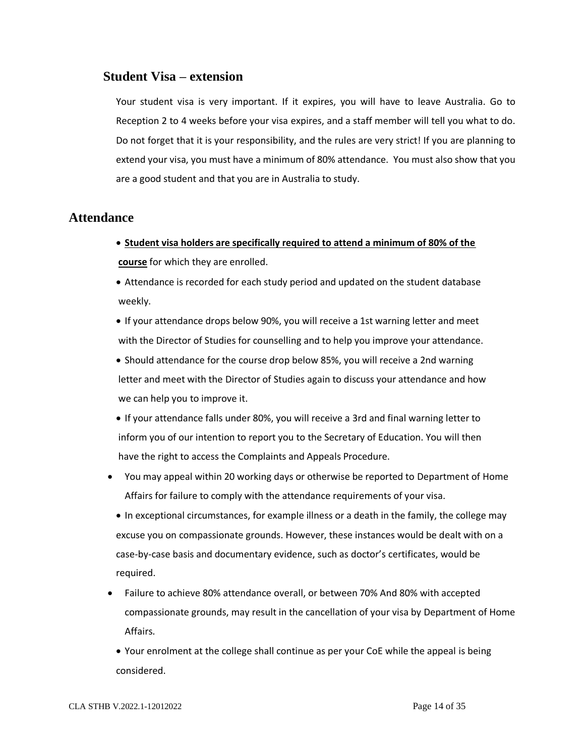## Student Visa – extension

Your student visa is very important. If it expires, you will have to leave Australia. Go to Reception 2 to 4 weeks before your visa expires, and a staff member will tell you what to do. Do not forget that it is your responsibility, and the rules are very strict! If you are planning to extend your visa, you must have a minimum of 80% attendance. You must also show that you are a good student and that you are in Australia to study.

## Attendance

- **Student visa holders are specifically required to attend a minimum of 80% of the course** for which they are enrolled.
- Attendance is recorded for each study period and updated on the student database weekly.
- If your attendance drops below 90%, you will receive a 1st warning letter and meet with the Director of Studies for counselling and to help you improve your attendance.
- Should attendance for the course drop below 85%, you will receive a 2nd warning letter and meet with the Director of Studies again to discuss your attendance and how we can help you to improve it.
- If your attendance falls under 80%, you will receive a 3rd and final warning letter to inform you of our intention to report you to the Secretary of Education. You will then have the right to access the Complaints and Appeals Procedure.
- You may appeal within 20 working days or otherwise be reported to Department of Home Affairs for failure to comply with the attendance requirements of your visa.
- In exceptional circumstances, for example illness or a death in the family, the college may excuse you on compassionate grounds. However, these instances would be dealt with on a case-by-case basis and documentary evidence, such as doctor's certificates, would be required.
- Failure to achieve 80% attendance overall, or between 70% And 80% with accepted compassionate grounds, may result in the cancellation of your visa by Department of Home Affairs.
- Your enrolment at the college shall continue as per your CoE while the appeal is being considered.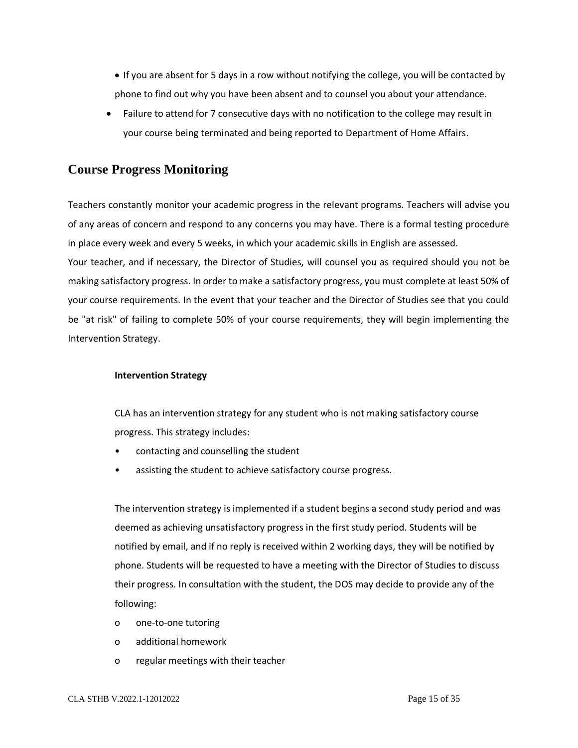- If you are absent for 5 days in a row without notifying the college, you will be contacted by phone to find out why you have been absent and to counsel you about your attendance.
- Failure to attend for 7 consecutive days with no notification to the college may result in your course being terminated and being reported to Department of Home Affairs.

## Course Progress Monitoring

Teachers constantly monitor your academic progress in the relevant programs. Teachers will advise you of any areas of concern and respond to any concerns you may have. There is a formal testing procedure in place every week and every 5 weeks, in which your academic skills in English are assessed.
Your teacher, and if necessary, the Director of Studies, will counsel you as required should you not be making satisfactory progress. In order to make a satisfactory progress, you must complete at least 50% of your course requirements. In the event that your teacher and the Director of Studies see that you could be "at risk" of failing to complete 50% of your course requirements, they will begin implementing the Intervention Strategy.

**Intervention Strategy**

CLA has an intervention strategy for any student who is not making satisfactory course progress. This strategy includes:

- contacting and counselling the student
- assisting the student to achieve satisfactory course progress.

The intervention strategy is implemented if a student begins a second study period and was deemed as achieving unsatisfactory progress in the first study period. Students will be notified by email, and if no reply is received within 2 working days, they will be notified by phone. Students will be requested to have a meeting with the Director of Studies to discuss their progress. In consultation with the student, the DOS may decide to provide any of the following:

- one-to-one tutoring
- additional homework
- regular meetings with their teacher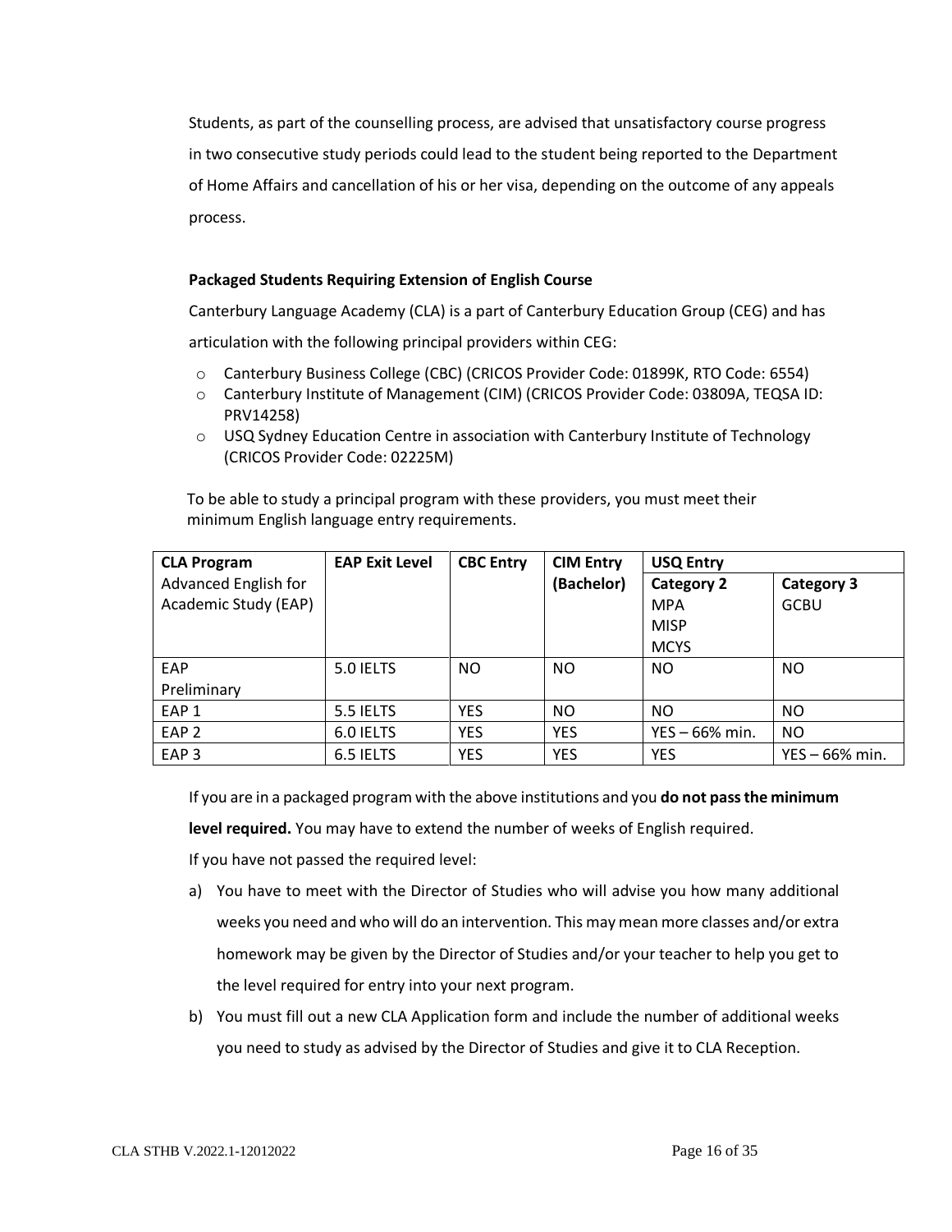Students, as part of the counselling process, are advised that unsatisfactory course progress in two consecutive study periods could lead to the student being reported to the Department of Home Affairs and cancellation of his or her visa, depending on the outcome of any appeals process.

**Packaged Students Requiring Extension of English Course**

Canterbury Language Academy (CLA) is a part of Canterbury Education Group (CEG) and has articulation with the following principal providers within CEG:

- Canterbury Business College (CBC) (CRICOS Provider Code: 01899K, RTO Code: 6554)
- Canterbury Institute of Management (CIM) (CRICOS Provider Code: 03809A, TEQSA ID: PRV14258)
- USQ Sydney Education Centre in association with Canterbury Institute of Technology (CRICOS Provider Code: 02225M)

To be able to study a principal program with these providers, you must meet their minimum English language entry requirements.

| CLA Program<br>Advanced English for Academic Study (EAP) | EAP Exit Level | CBC Entry | CIM Entry (Bachelor) | USQ Entry<br>**Category 2**<br>MPA<br>MISP<br>MCYS | <br>**Category 3**<br>GCBU |
|---|---|---|---|---|---|
| EAP Preliminary | 5.0 IELTS | NO | NO | NO | NO |
| EAP 1 | 5.5 IELTS | YES | NO | NO | NO |
| EAP 2 | 6.0 IELTS | YES | YES | YES – 66% min. | NO |
| EAP 3 | 6.5 IELTS | YES | YES | YES | YES – 66% min. |

If you are in a packaged program with the above institutions and you **do not pass the minimum level required.** You may have to extend the number of weeks of English required.

If you have not passed the required level:

a) You have to meet with the Director of Studies who will advise you how many additional weeks you need and who will do an intervention. This may mean more classes and/or extra homework may be given by the Director of Studies and/or your teacher to help you get to the level required for entry into your next program.

b) You must fill out a new CLA Application form and include the number of additional weeks you need to study as advised by the Director of Studies and give it to CLA Reception.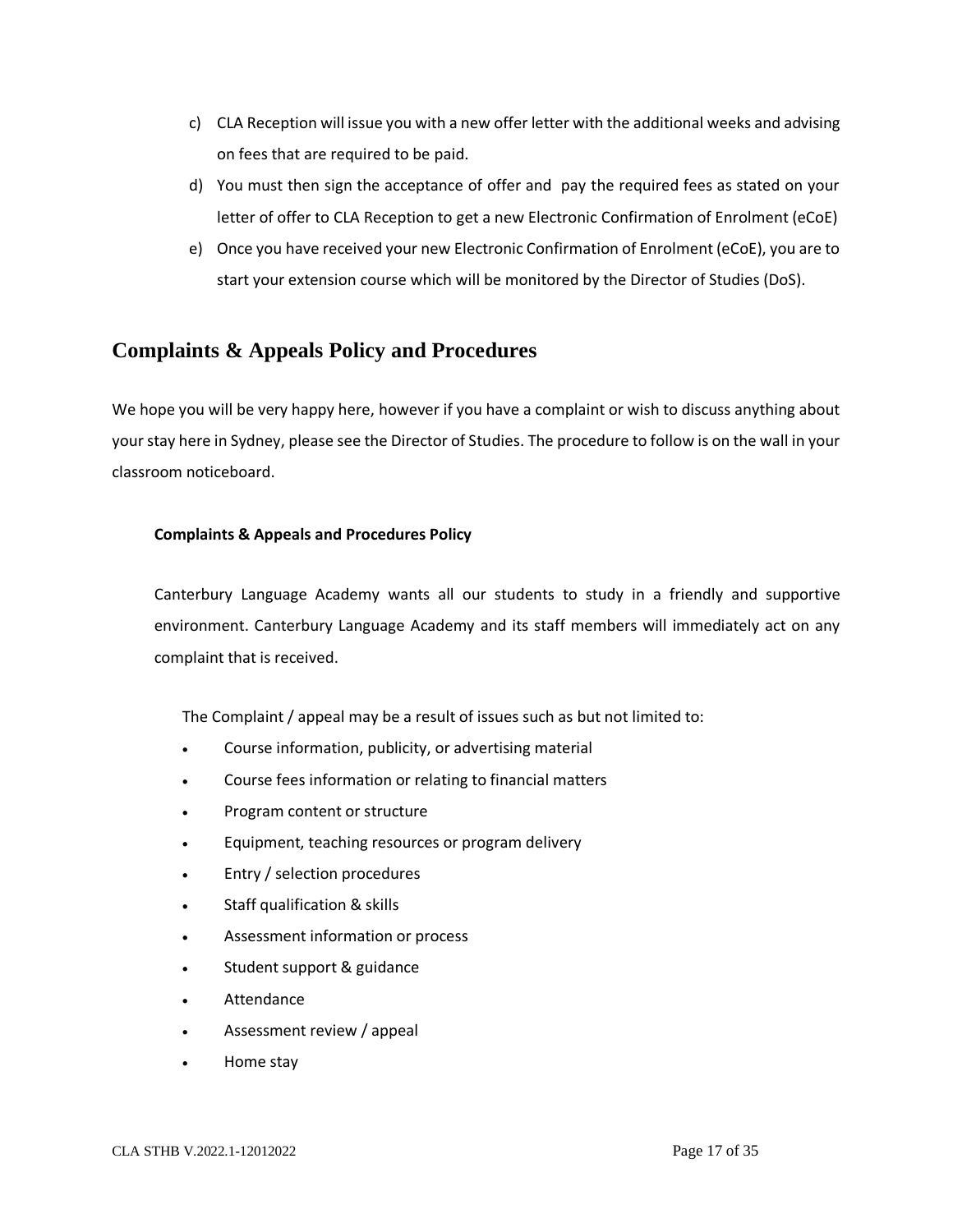c) CLA Reception will issue you with a new offer letter with the additional weeks and advising on fees that are required to be paid.

d) You must then sign the acceptance of offer and pay the required fees as stated on your letter of offer to CLA Reception to get a new Electronic Confirmation of Enrolment (eCoE)

e) Once you have received your new Electronic Confirmation of Enrolment (eCoE), you are to start your extension course which will be monitored by the Director of Studies (DoS).

## Complaints & Appeals Policy and Procedures

We hope you will be very happy here, however if you have a complaint or wish to discuss anything about your stay here in Sydney, please see the Director of Studies. The procedure to follow is on the wall in your classroom noticeboard.

**Complaints & Appeals and Procedures Policy**

Canterbury Language Academy wants all our students to study in a friendly and supportive environment. Canterbury Language Academy and its staff members will immediately act on any complaint that is received.

The Complaint / appeal may be a result of issues such as but not limited to:

- Course information, publicity, or advertising material
- Course fees information or relating to financial matters
- Program content or structure
- Equipment, teaching resources or program delivery
- Entry / selection procedures
- Staff qualification & skills
- Assessment information or process
- Student support & guidance
- Attendance
- Assessment review / appeal
- Home stay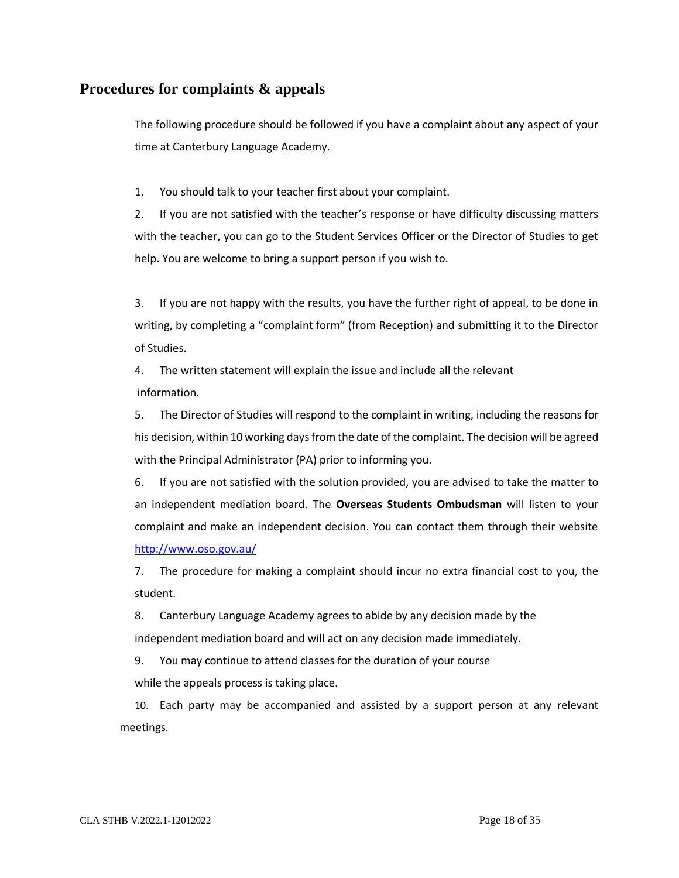## Procedures for complaints & appeals

The following procedure should be followed if you have a complaint about any aspect of your time at Canterbury Language Academy.

1. You should talk to your teacher first about your complaint.
2. If you are not satisfied with the teacher's response or have difficulty discussing matters with the teacher, you can go to the Student Services Officer or the Director of Studies to get help. You are welcome to bring a support person if you wish to.
3. If you are not happy with the results, you have the further right of appeal, to be done in writing, by completing a "complaint form" (from Reception) and submitting it to the Director of Studies.
4. The written statement will explain the issue and include all the relevant information.
5. The Director of Studies will respond to the complaint in writing, including the reasons for his decision, within 10 working days from the date of the complaint. The decision will be agreed with the Principal Administrator (PA) prior to informing you.
6. If you are not satisfied with the solution provided, you are advised to take the matter to an independent mediation board. The **Overseas Students Ombudsman** will listen to your complaint and make an independent decision. You can contact them through their website [http://www.oso.gov.au/](http://www.oso.gov.au/)
7. The procedure for making a complaint should incur no extra financial cost to you, the student.
8. Canterbury Language Academy agrees to abide by any decision made by the independent mediation board and will act on any decision made immediately.
9. You may continue to attend classes for the duration of your course while the appeals process is taking place.
10. Each party may be accompanied and assisted by a support person at any relevant meetings.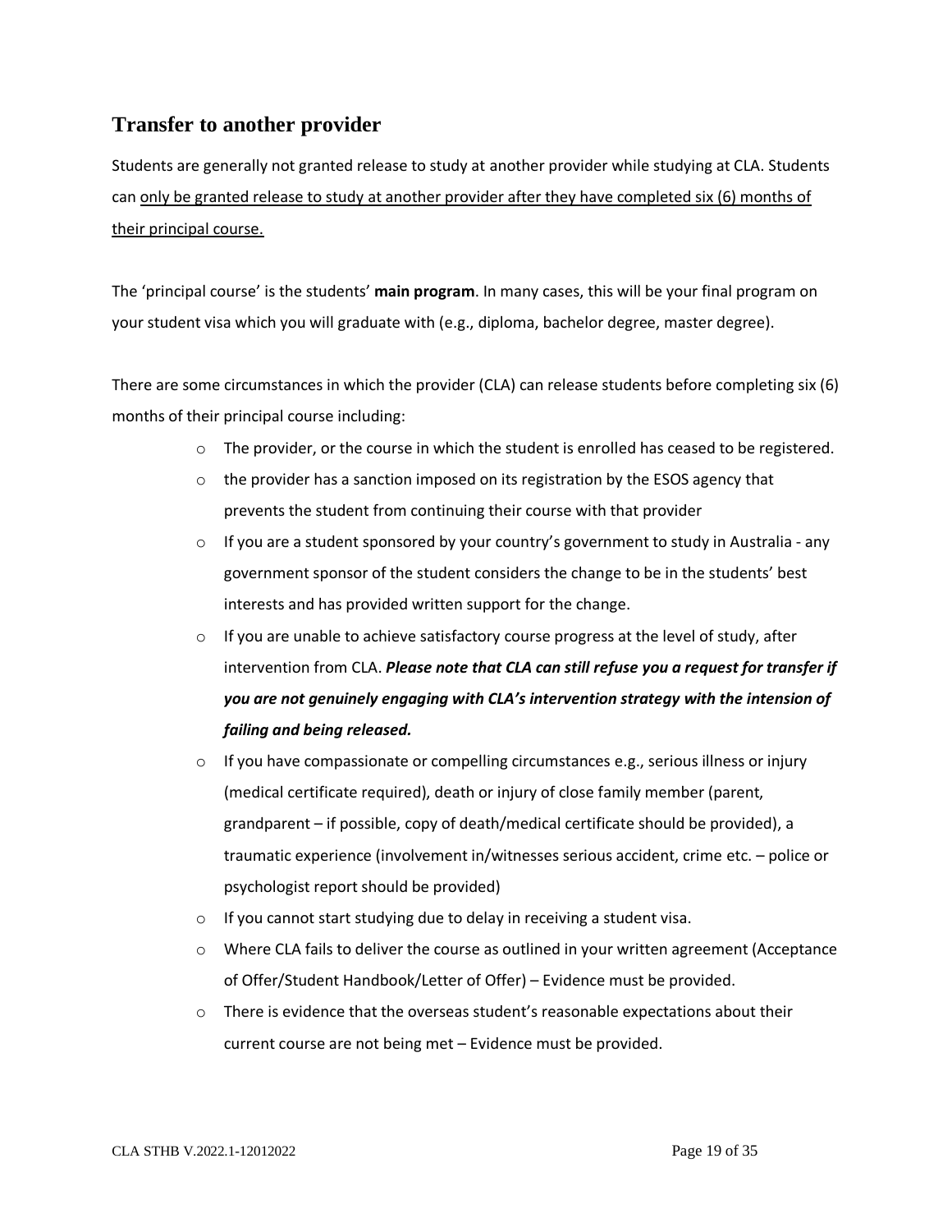## Transfer to another provider

Students are generally not granted release to study at another provider while studying at CLA. Students can <u>only be granted release to study at another provider after they have completed six (6) months of their principal course.</u>

The 'principal course' is the students' **main program**. In many cases, this will be your final program on your student visa which you will graduate with (e.g., diploma, bachelor degree, master degree).

There are some circumstances in which the provider (CLA) can release students before completing six (6) months of their principal course including:

- The provider, or the course in which the student is enrolled has ceased to be registered.
- the provider has a sanction imposed on its registration by the ESOS agency that prevents the student from continuing their course with that provider
- If you are a student sponsored by your country's government to study in Australia - any government sponsor of the student considers the change to be in the students' best interests and has provided written support for the change.
- If you are unable to achieve satisfactory course progress at the level of study, after intervention from CLA. ***Please note that CLA can still refuse you a request for transfer if you are not genuinely engaging with CLA's intervention strategy with the intension of failing and being released.***
- If you have compassionate or compelling circumstances e.g., serious illness or injury (medical certificate required), death or injury of close family member (parent, grandparent – if possible, copy of death/medical certificate should be provided), a traumatic experience (involvement in/witnesses serious accident, crime etc. – police or psychologist report should be provided)
- If you cannot start studying due to delay in receiving a student visa.
- Where CLA fails to deliver the course as outlined in your written agreement (Acceptance of Offer/Student Handbook/Letter of Offer) – Evidence must be provided.
- There is evidence that the overseas student's reasonable expectations about their current course are not being met – Evidence must be provided.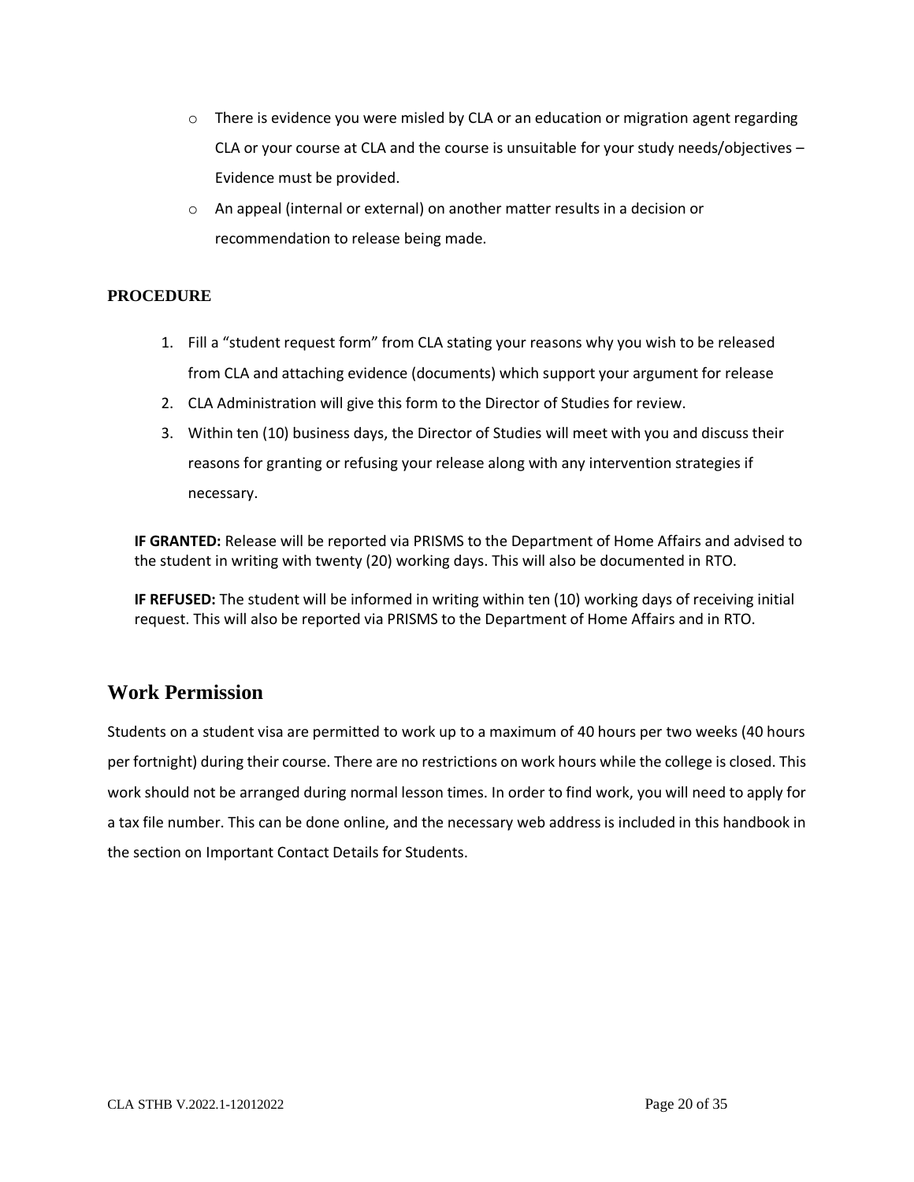- There is evidence you were misled by CLA or an education or migration agent regarding CLA or your course at CLA and the course is unsuitable for your study needs/objectives – Evidence must be provided.
- An appeal (internal or external) on another matter results in a decision or recommendation to release being made.

**PROCEDURE**

1. Fill a “student request form” from CLA stating your reasons why you wish to be released from CLA and attaching evidence (documents) which support your argument for release
2. CLA Administration will give this form to the Director of Studies for review.
3. Within ten (10) business days, the Director of Studies will meet with you and discuss their reasons for granting or refusing your release along with any intervention strategies if necessary.

**IF GRANTED:** Release will be reported via PRISMS to the Department of Home Affairs and advised to the student in writing with twenty (20) working days. This will also be documented in RTO.

**IF REFUSED:** The student will be informed in writing within ten (10) working days of receiving initial request. This will also be reported via PRISMS to the Department of Home Affairs and in RTO.

## Work Permission

Students on a student visa are permitted to work up to a maximum of 40 hours per two weeks (40 hours per fortnight) during their course. There are no restrictions on work hours while the college is closed. This work should not be arranged during normal lesson times. In order to find work, you will need to apply for a tax file number. This can be done online, and the necessary web address is included in this handbook in the section on Important Contact Details for Students.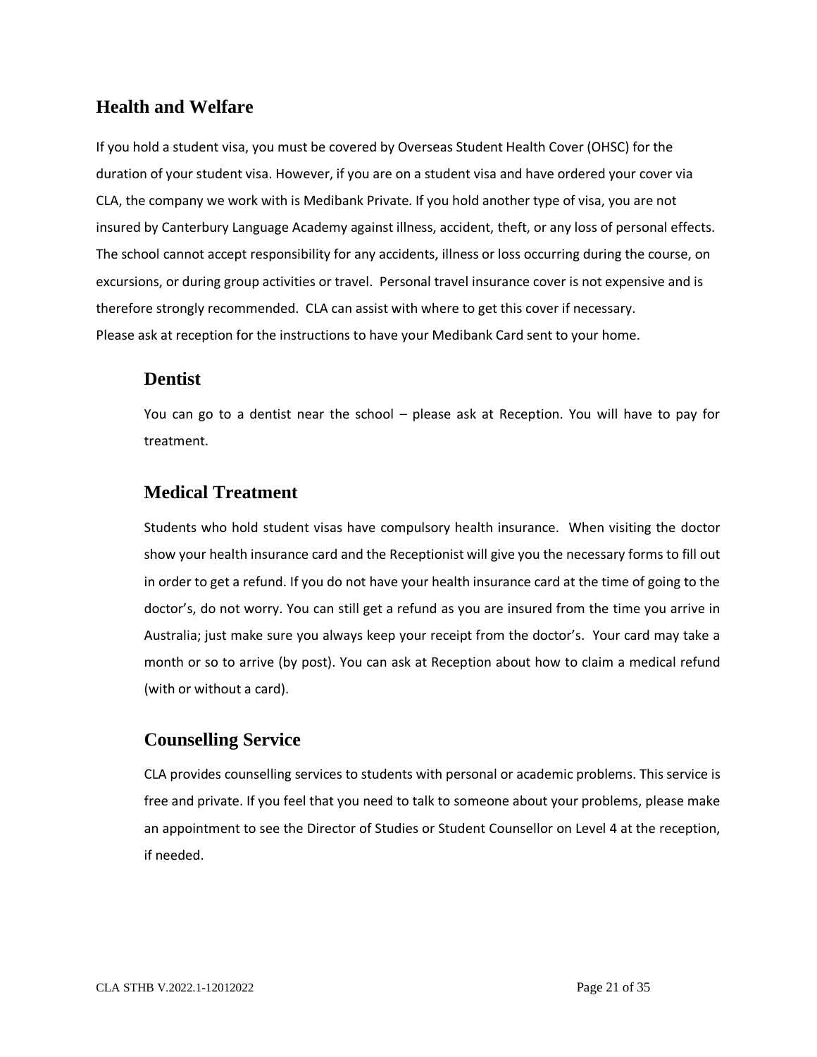## Health and Welfare

If you hold a student visa, you must be covered by Overseas Student Health Cover (OHSC) for the duration of your student visa. However, if you are on a student visa and have ordered your cover via CLA, the company we work with is Medibank Private. If you hold another type of visa, you are not insured by Canterbury Language Academy against illness, accident, theft, or any loss of personal effects. The school cannot accept responsibility for any accidents, illness or loss occurring during the course, on excursions, or during group activities or travel. Personal travel insurance cover is not expensive and is therefore strongly recommended. CLA can assist with where to get this cover if necessary.
Please ask at reception for the instructions to have your Medibank Card sent to your home.

### Dentist

You can go to a dentist near the school – please ask at Reception. You will have to pay for treatment.

### Medical Treatment

Students who hold student visas have compulsory health insurance. When visiting the doctor show your health insurance card and the Receptionist will give you the necessary forms to fill out in order to get a refund. If you do not have your health insurance card at the time of going to the doctor's, do not worry. You can still get a refund as you are insured from the time you arrive in Australia; just make sure you always keep your receipt from the doctor's. Your card may take a month or so to arrive (by post). You can ask at Reception about how to claim a medical refund (with or without a card).

### Counselling Service

CLA provides counselling services to students with personal or academic problems. This service is free and private. If you feel that you need to talk to someone about your problems, please make an appointment to see the Director of Studies or Student Counsellor on Level 4 at the reception, if needed.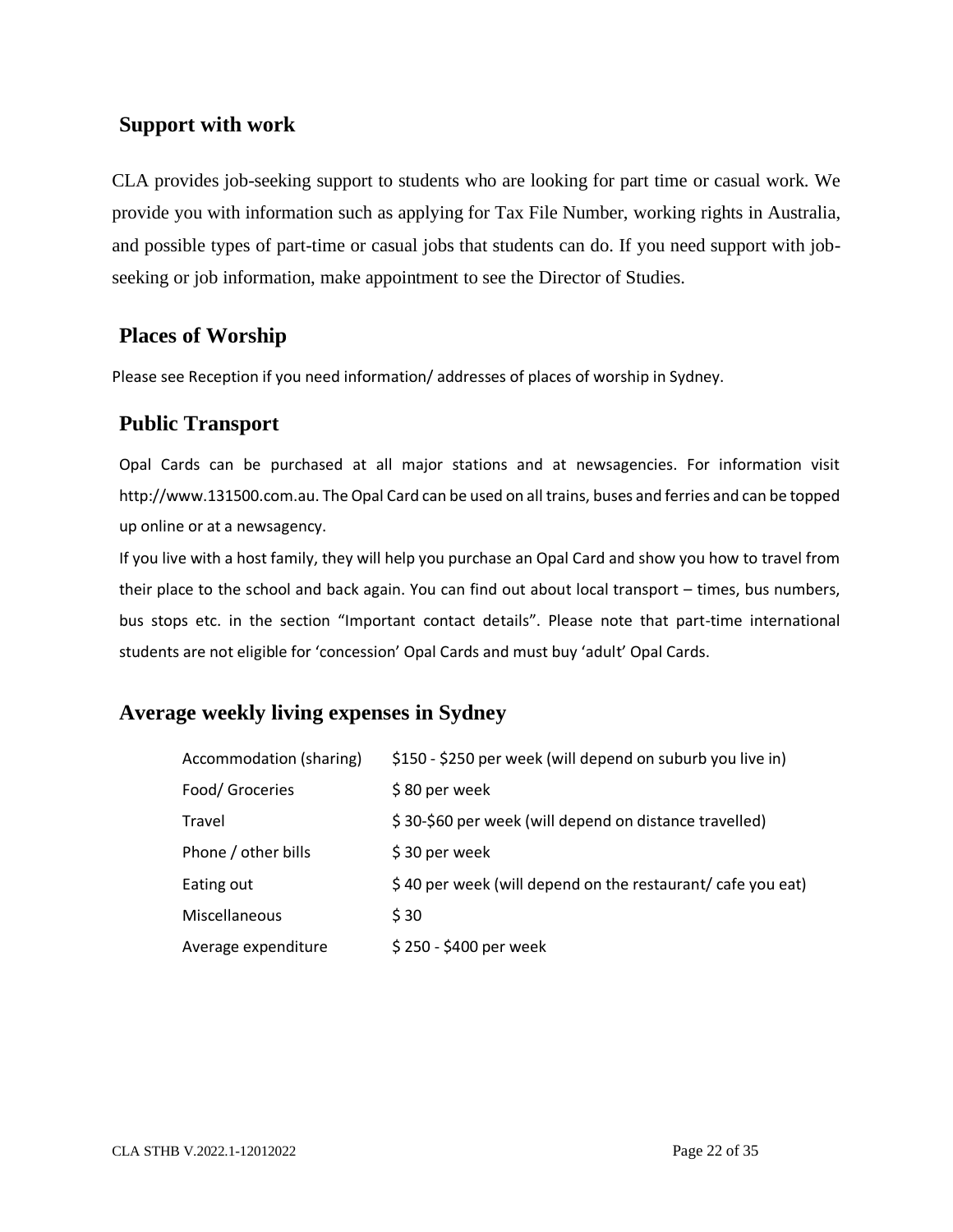## Support with work

CLA provides job-seeking support to students who are looking for part time or casual work. We provide you with information such as applying for Tax File Number, working rights in Australia, and possible types of part-time or casual jobs that students can do. If you need support with job-seeking or job information, make appointment to see the Director of Studies.

## Places of Worship

Please see Reception if you need information/ addresses of places of worship in Sydney.

## Public Transport

Opal Cards can be purchased at all major stations and at newsagencies. For information visit http://www.131500.com.au. The Opal Card can be used on all trains, buses and ferries and can be topped up online or at a newsagency.

If you live with a host family, they will help you purchase an Opal Card and show you how to travel from their place to the school and back again. You can find out about local transport – times, bus numbers, bus stops etc. in the section "Important contact details". Please note that part-time international students are not eligible for 'concession' Opal Cards and must buy 'adult' Opal Cards.

## Average weekly living expenses in Sydney

| | |
|---|---|
| Accommodation (sharing) | \$150 - \$250 per week (will depend on suburb you live in) |
| Food/ Groceries | \$ 80 per week |
| Travel | \$ 30-\$60 per week (will depend on distance travelled) |
| Phone / other bills | \$ 30 per week |
| Eating out | \$ 40 per week (will depend on the restaurant/ cafe you eat) |
| Miscellaneous | \$ 30 |
| Average expenditure | \$ 250 - \$400 per week |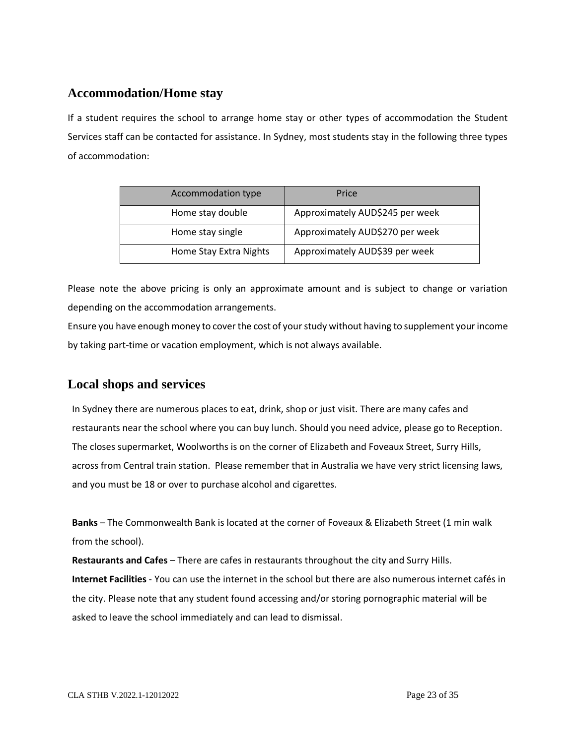## Accommodation/Home stay

If a student requires the school to arrange home stay or other types of accommodation the Student Services staff can be contacted for assistance. In Sydney, most students stay in the following three types of accommodation:

| Accommodation type | Price |
|---|---|
| Home stay double | Approximately AUD$245 per week |
| Home stay single | Approximately AUD$270 per week |
| Home Stay Extra Nights | Approximately AUD$39 per week |

Please note the above pricing is only an approximate amount and is subject to change or variation depending on the accommodation arrangements.

Ensure you have enough money to cover the cost of your study without having to supplement your income by taking part-time or vacation employment, which is not always available.

## Local shops and services

In Sydney there are numerous places to eat, drink, shop or just visit. There are many cafes and restaurants near the school where you can buy lunch. Should you need advice, please go to Reception. The closes supermarket, Woolworths is on the corner of Elizabeth and Foveaux Street, Surry Hills, across from Central train station. Please remember that in Australia we have very strict licensing laws, and you must be 18 or over to purchase alcohol and cigarettes.

**Banks** – The Commonwealth Bank is located at the corner of Foveaux & Elizabeth Street (1 min walk from the school).

**Restaurants and Cafes** – There are cafes in restaurants throughout the city and Surry Hills.

**Internet Facilities** - You can use the internet in the school but there are also numerous internet cafés in the city. Please note that any student found accessing and/or storing pornographic material will be asked to leave the school immediately and can lead to dismissal.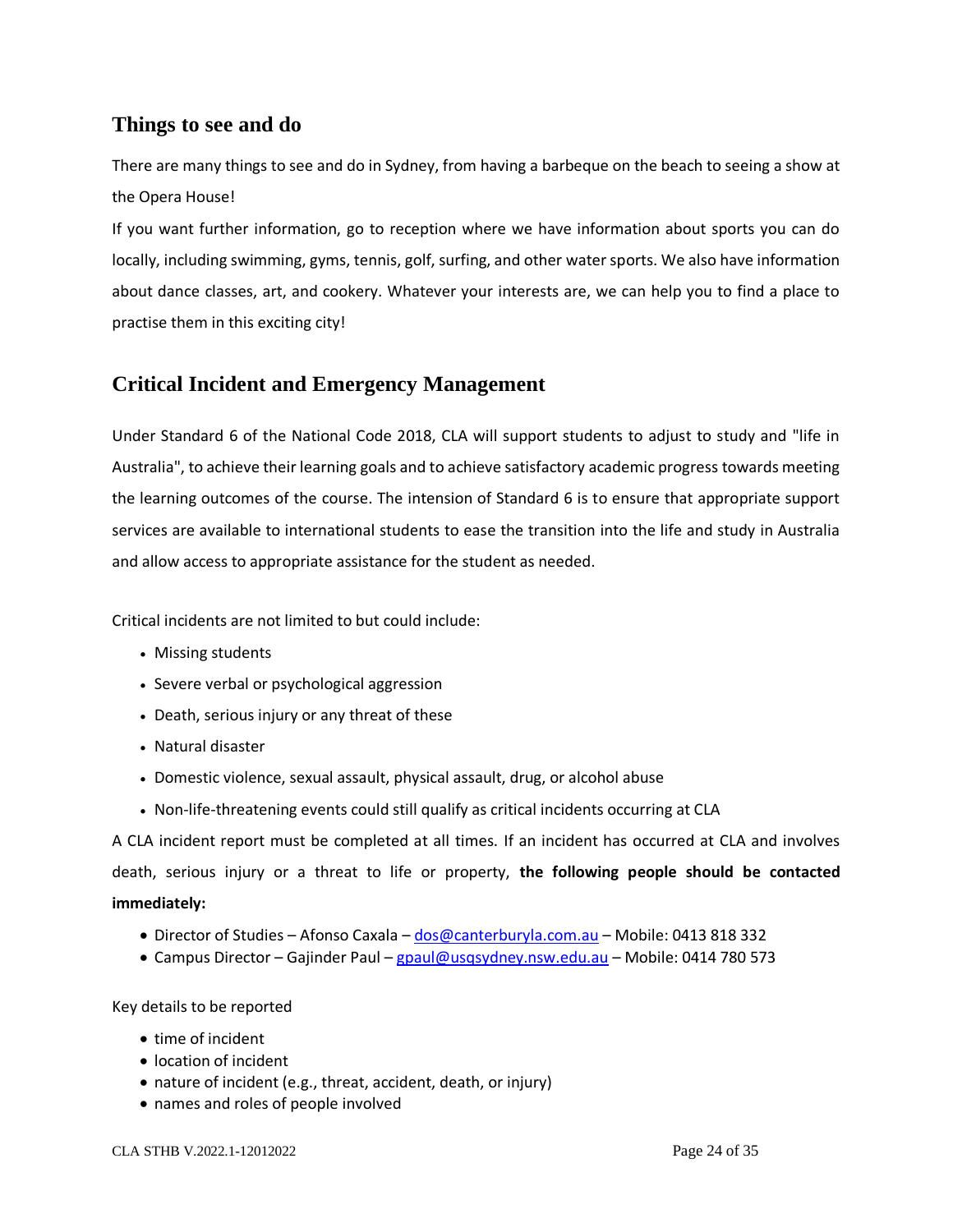## Things to see and do

There are many things to see and do in Sydney, from having a barbeque on the beach to seeing a show at the Opera House!

If you want further information, go to reception where we have information about sports you can do locally, including swimming, gyms, tennis, golf, surfing, and other water sports. We also have information about dance classes, art, and cookery. Whatever your interests are, we can help you to find a place to practise them in this exciting city!

## Critical Incident and Emergency Management

Under Standard 6 of the National Code 2018, CLA will support students to adjust to study and "life in Australia", to achieve their learning goals and to achieve satisfactory academic progress towards meeting the learning outcomes of the course. The intension of Standard 6 is to ensure that appropriate support services are available to international students to ease the transition into the life and study in Australia and allow access to appropriate assistance for the student as needed.

Critical incidents are not limited to but could include:

- Missing students
- Severe verbal or psychological aggression
- Death, serious injury or any threat of these
- Natural disaster
- Domestic violence, sexual assault, physical assault, drug, or alcohol abuse
- Non-life-threatening events could still qualify as critical incidents occurring at CLA

A CLA incident report must be completed at all times. If an incident has occurred at CLA and involves death, serious injury or a threat to life or property, **the following people should be contacted immediately:**

- Director of Studies – Afonso Caxala – dos@canterburyla.com.au – Mobile: 0413 818 332
- Campus Director – Gajinder Paul – gpaul@usqsydney.nsw.edu.au – Mobile: 0414 780 573

Key details to be reported

- time of incident
- location of incident
- nature of incident (e.g., threat, accident, death, or injury)
- names and roles of people involved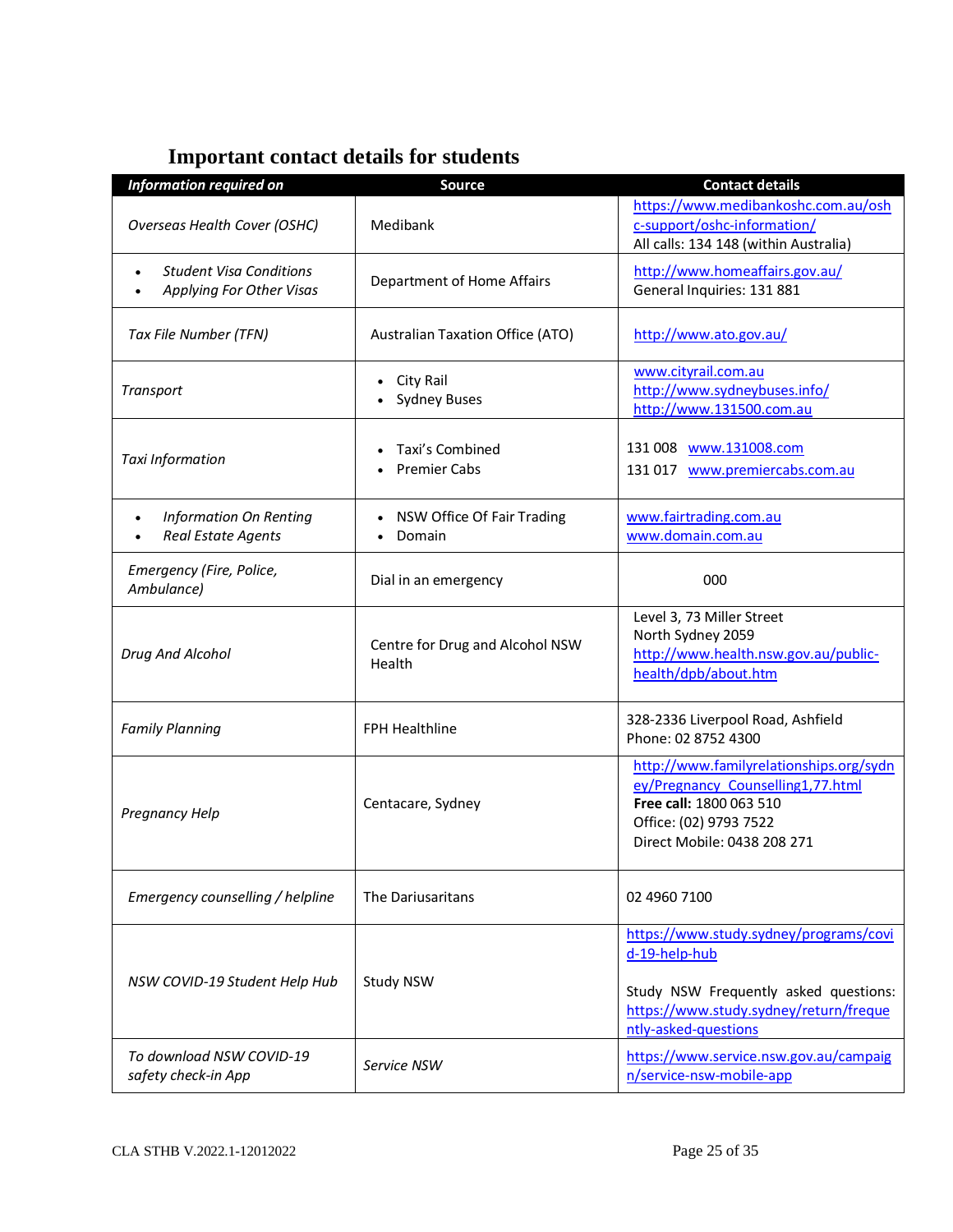## Important contact details for students

| *Information required on* | Source | Contact details |
|---|---|---|
| *Overseas Health Cover (OSHC)* | Medibank | https://www.medibankoshc.com.au/oshc-support/oshc-information/<br>All calls: 134 148 (within Australia) |
| • *Student Visa Conditions*<br>• *Applying For Other Visas* | Department of Home Affairs | http://www.homeaffairs.gov.au/<br>General Inquiries: 131 881 |
| *Tax File Number (TFN)* | Australian Taxation Office (ATO) | http://www.ato.gov.au/ |
| *Transport* | • City Rail<br>• Sydney Buses | www.cityrail.com.au<br>http://www.sydneybuses.info/<br>http://www.131500.com.au |
| *Taxi Information* | • Taxi's Combined<br>• Premier Cabs | 131 008 www.131008.com<br>131 017 www.premiercabs.com.au |
| • *Information On Renting*<br>• *Real Estate Agents* | • NSW Office Of Fair Trading<br>• Domain | www.fairtrading.com.au<br>www.domain.com.au |
| *Emergency (Fire, Police, Ambulance)* | Dial in an emergency | 000 |
| *Drug And Alcohol* | Centre for Drug and Alcohol NSW Health | Level 3, 73 Miller Street<br>North Sydney 2059<br>http://www.health.nsw.gov.au/public-health/dpb/about.htm |
| *Family Planning* | FPH Healthline | 328-2336 Liverpool Road, Ashfield<br>Phone: 02 8752 4300 |
| *Pregnancy Help* | Centacare, Sydney | http://www.familyrelationships.org/sydney/Pregnancy_Counselling1,77.html<br>**Free call:** 1800 063 510<br>Office: (02) 9793 7522<br>Direct Mobile: 0438 208 271 |
| *Emergency counselling / helpline* | The Dariusaritans | 02 4960 7100 |
| *NSW COVID-19 Student Help Hub* | Study NSW | https://www.study.sydney/programs/covid-19-help-hub<br><br>Study NSW Frequently asked questions: https://www.study.sydney/return/frequently-asked-questions |
| *To download NSW COVID-19 safety check-in App* | *Service NSW* | https://www.service.nsw.gov.au/campaign/service-nsw-mobile-app |

CLA STHB V.2022.1-12012022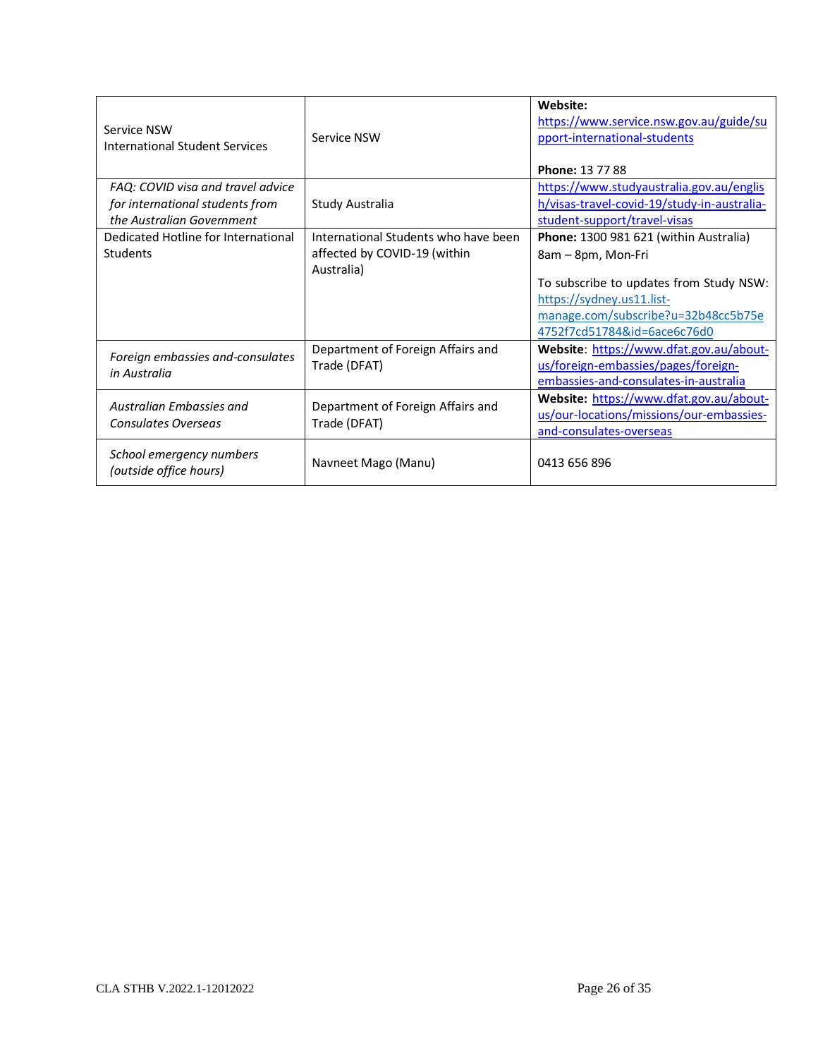| Service NSW<br>International Student Services | Service NSW | **Website:**<br>https://www.service.nsw.gov.au/guide/support-international-students<br><br>**Phone:** 13 77 88 |
|---|---|---|
| *FAQ: COVID visa and travel advice for international students from the Australian Government* | Study Australia | https://www.studyaustralia.gov.au/english/visas-travel-covid-19/study-in-australia-student-support/travel-visas |
| Dedicated Hotline for International Students | International Students who have been affected by COVID-19 (within Australia) | **Phone:** 1300 981 621 (within Australia)<br>8am – 8pm, Mon-Fri<br><br>To subscribe to updates from Study NSW:<br>https://sydney.us11.list-manage.com/subscribe?u=32b48cc5b75e4752f7cd51784&id=6ace6c76d0 |
| *Foreign embassies and-consulates in Australia* | Department of Foreign Affairs and Trade (DFAT) | **Website**: https://www.dfat.gov.au/about-us/foreign-embassies/pages/foreign-embassies-and-consulates-in-australia |
| *Australian Embassies and Consulates Overseas* | Department of Foreign Affairs and Trade (DFAT) | **Website:** https://www.dfat.gov.au/about-us/our-locations/missions/our-embassies-and-consulates-overseas |
| *School emergency numbers (outside office hours)* | Navneet Mago (Manu) | 0413 656 896 |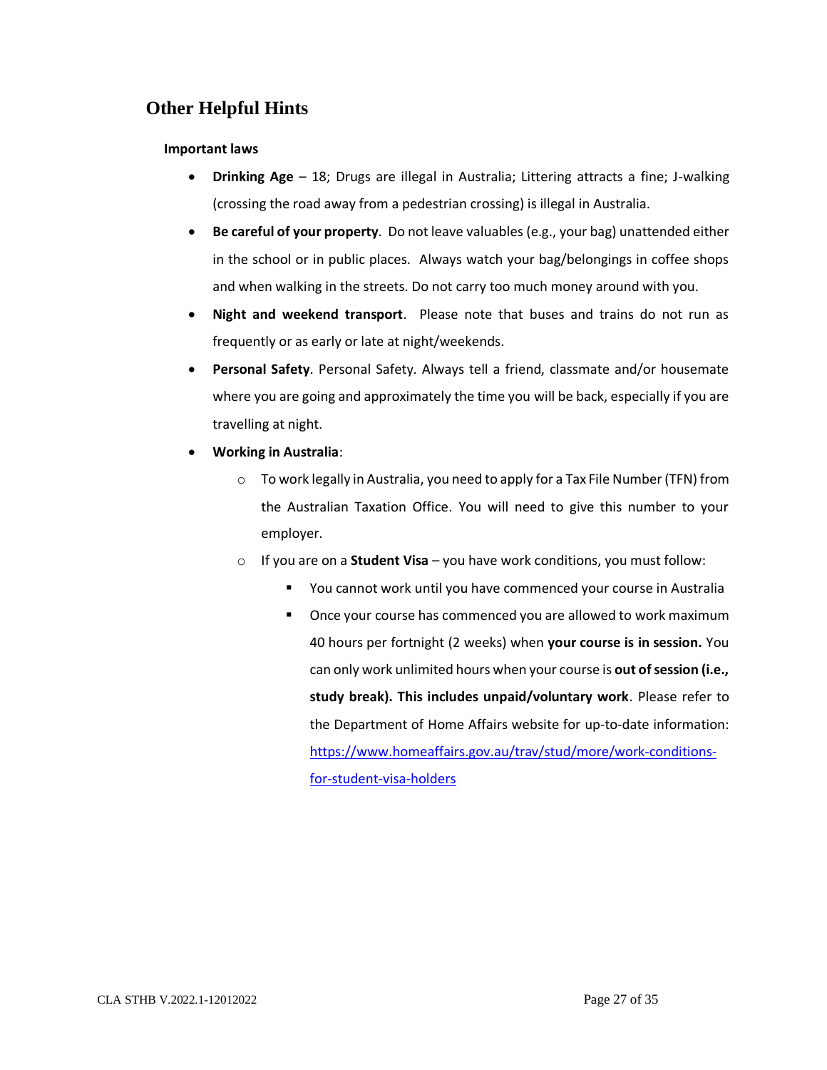## Other Helpful Hints

**Important laws**

- **Drinking Age** – 18; Drugs are illegal in Australia; Littering attracts a fine; J-walking (crossing the road away from a pedestrian crossing) is illegal in Australia.
- **Be careful of your property**. Do not leave valuables (e.g., your bag) unattended either in the school or in public places. Always watch your bag/belongings in coffee shops and when walking in the streets. Do not carry too much money around with you.
- **Night and weekend transport**. Please note that buses and trains do not run as frequently or as early or late at night/weekends.
- **Personal Safety**. Personal Safety. Always tell a friend, classmate and/or housemate where you are going and approximately the time you will be back, especially if you are travelling at night.
- **Working in Australia**:
  - To work legally in Australia, you need to apply for a Tax File Number (TFN) from the Australian Taxation Office. You will need to give this number to your employer.
  - If you are on a **Student Visa** – you have work conditions, you must follow:
    - You cannot work until you have commenced your course in Australia
    - Once your course has commenced you are allowed to work maximum 40 hours per fortnight (2 weeks) when **your course is in session.** You can only work unlimited hours when your course is **out of session (i.e., study break). This includes unpaid/voluntary work**. Please refer to the Department of Home Affairs website for up-to-date information: [https://www.homeaffairs.gov.au/trav/stud/more/work-conditions-for-student-visa-holders](https://www.homeaffairs.gov.au/trav/stud/more/work-conditions-for-student-visa-holders)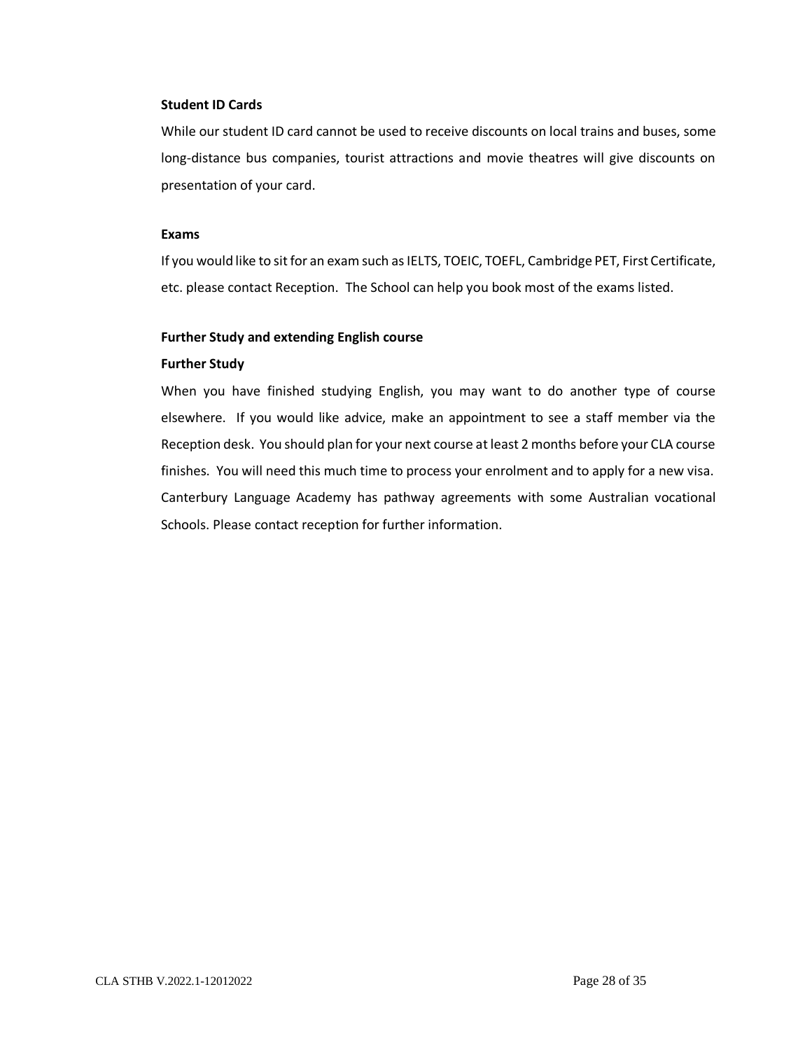**Student ID Cards**

While our student ID card cannot be used to receive discounts on local trains and buses, some long-distance bus companies, tourist attractions and movie theatres will give discounts on presentation of your card.

**Exams**

If you would like to sit for an exam such as IELTS, TOEIC, TOEFL, Cambridge PET, First Certificate, etc. please contact Reception. The School can help you book most of the exams listed.

**Further Study and extending English course**

**Further Study**

When you have finished studying English, you may want to do another type of course elsewhere. If you would like advice, make an appointment to see a staff member via the Reception desk. You should plan for your next course at least 2 months before your CLA course finishes. You will need this much time to process your enrolment and to apply for a new visa. Canterbury Language Academy has pathway agreements with some Australian vocational Schools. Please contact reception for further information.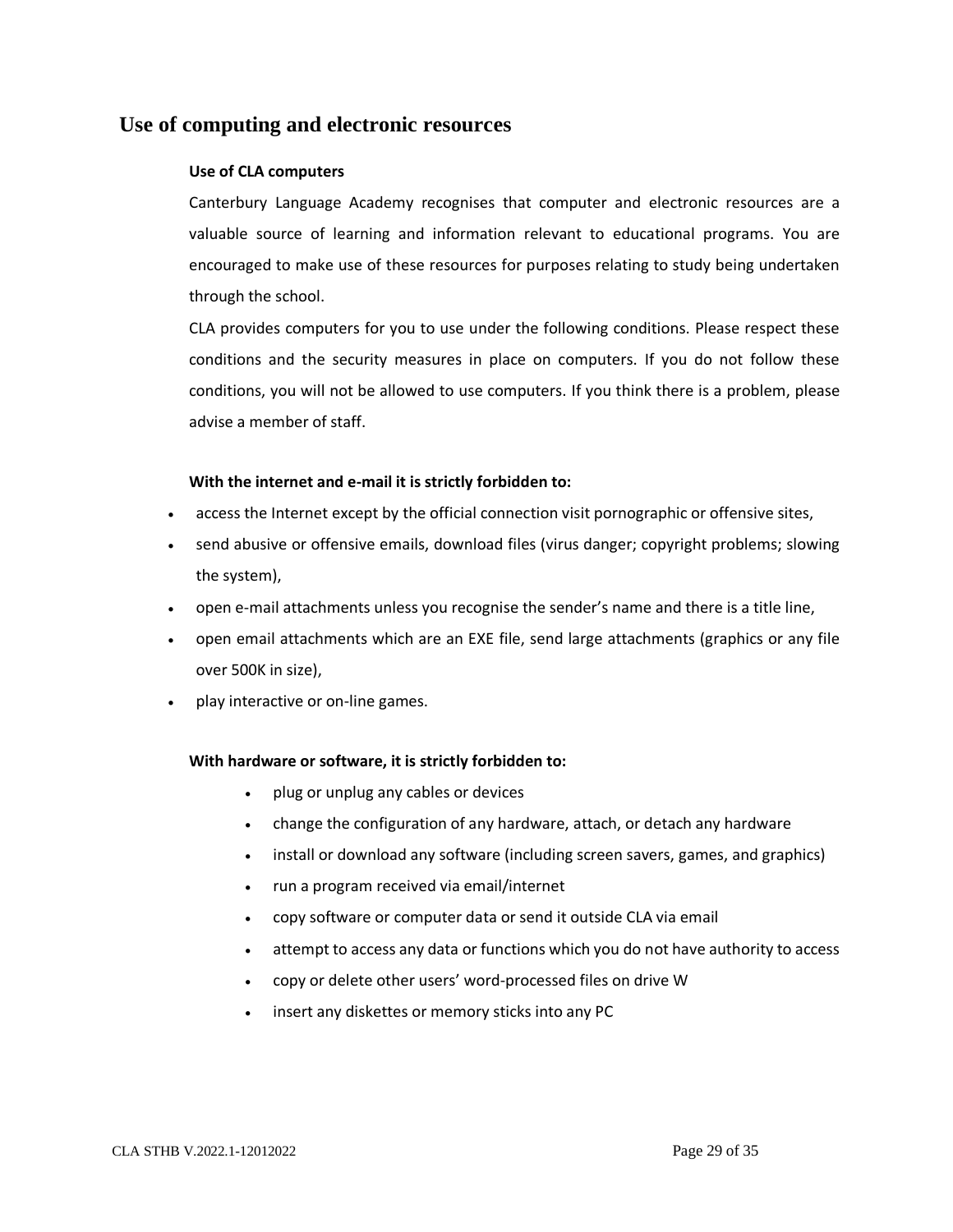## Use of computing and electronic resources

**Use of CLA computers**

Canterbury Language Academy recognises that computer and electronic resources are a valuable source of learning and information relevant to educational programs. You are encouraged to make use of these resources for purposes relating to study being undertaken through the school.

CLA provides computers for you to use under the following conditions. Please respect these conditions and the security measures in place on computers. If you do not follow these conditions, you will not be allowed to use computers. If you think there is a problem, please advise a member of staff.

**With the internet and e-mail it is strictly forbidden to:**

- access the Internet except by the official connection visit pornographic or offensive sites,
- send abusive or offensive emails, download files (virus danger; copyright problems; slowing the system),
- open e-mail attachments unless you recognise the sender's name and there is a title line,
- open email attachments which are an EXE file, send large attachments (graphics or any file over 500K in size),
- play interactive or on-line games.

**With hardware or software, it is strictly forbidden to:**

- plug or unplug any cables or devices
- change the configuration of any hardware, attach, or detach any hardware
- install or download any software (including screen savers, games, and graphics)
- run a program received via email/internet
- copy software or computer data or send it outside CLA via email
- attempt to access any data or functions which you do not have authority to access
- copy or delete other users' word-processed files on drive W
- insert any diskettes or memory sticks into any PC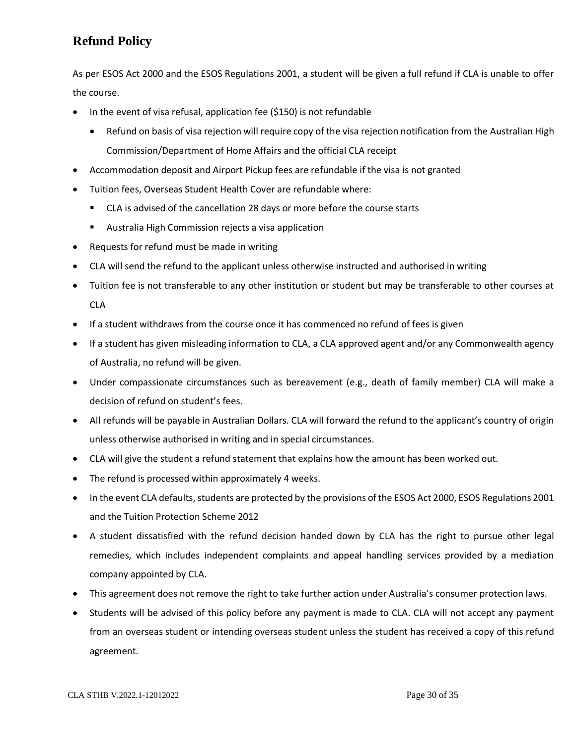## Refund Policy

As per ESOS Act 2000 and the ESOS Regulations 2001, a student will be given a full refund if CLA is unable to offer the course.

- In the event of visa refusal, application fee ($150) is not refundable
  - Refund on basis of visa rejection will require copy of the visa rejection notification from the Australian High Commission/Department of Home Affairs and the official CLA receipt
- Accommodation deposit and Airport Pickup fees are refundable if the visa is not granted
- Tuition fees, Overseas Student Health Cover are refundable where:
  - CLA is advised of the cancellation 28 days or more before the course starts
  - Australia High Commission rejects a visa application
- Requests for refund must be made in writing
- CLA will send the refund to the applicant unless otherwise instructed and authorised in writing
- Tuition fee is not transferable to any other institution or student but may be transferable to other courses at CLA
- If a student withdraws from the course once it has commenced no refund of fees is given
- If a student has given misleading information to CLA, a CLA approved agent and/or any Commonwealth agency of Australia, no refund will be given.
- Under compassionate circumstances such as bereavement (e.g., death of family member) CLA will make a decision of refund on student's fees.
- All refunds will be payable in Australian Dollars. CLA will forward the refund to the applicant's country of origin unless otherwise authorised in writing and in special circumstances.
- CLA will give the student a refund statement that explains how the amount has been worked out.
- The refund is processed within approximately 4 weeks.
- In the event CLA defaults, students are protected by the provisions of the ESOS Act 2000, ESOS Regulations 2001 and the Tuition Protection Scheme 2012
- A student dissatisfied with the refund decision handed down by CLA has the right to pursue other legal remedies, which includes independent complaints and appeal handling services provided by a mediation company appointed by CLA.
- This agreement does not remove the right to take further action under Australia's consumer protection laws.
- Students will be advised of this policy before any payment is made to CLA. CLA will not accept any payment from an overseas student or intending overseas student unless the student has received a copy of this refund agreement.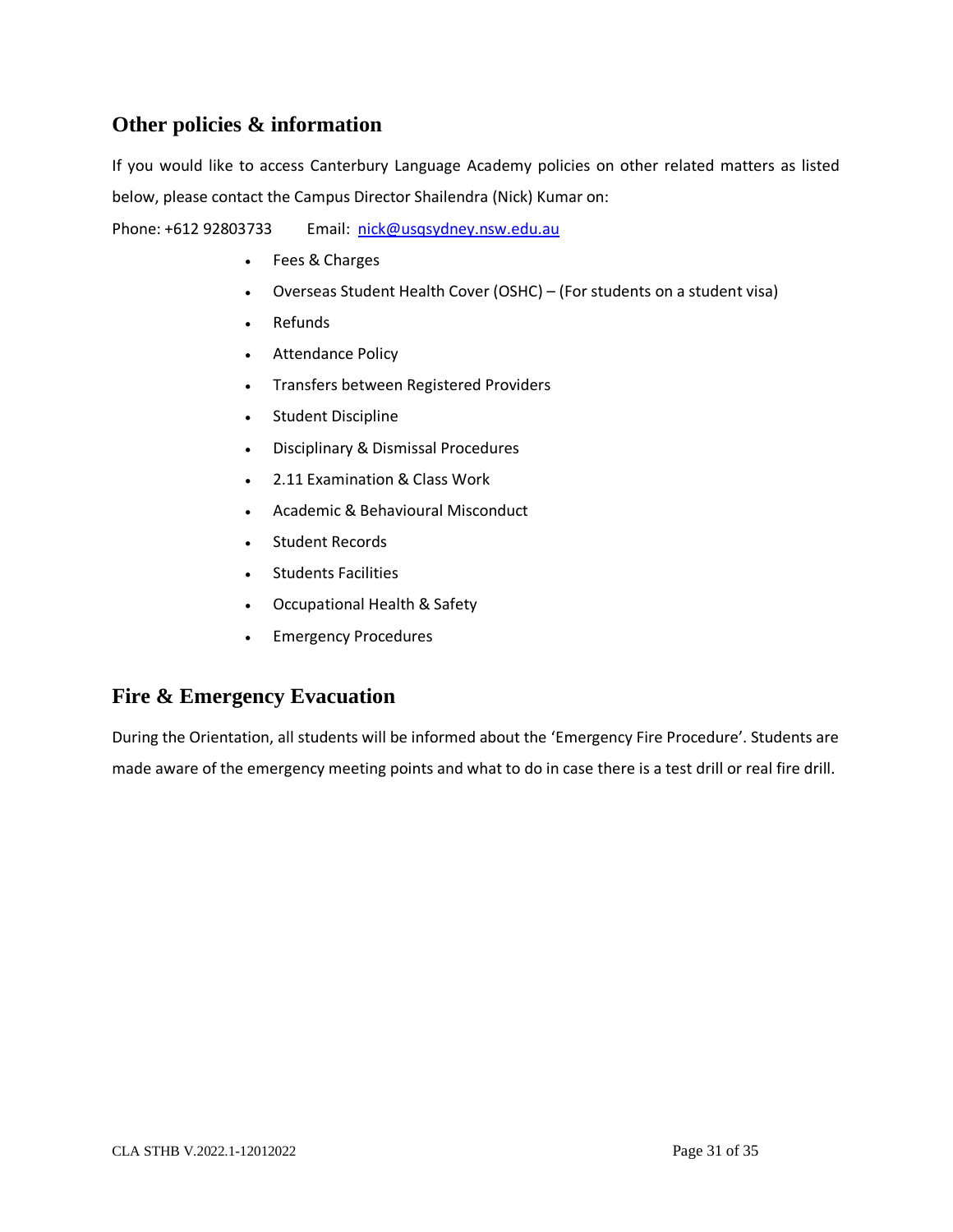## Other policies & information

If you would like to access Canterbury Language Academy policies on other related matters as listed below, please contact the Campus Director Shailendra (Nick) Kumar on:

Phone: +612 92803733 Email: nick@usqsydney.nsw.edu.au

- Fees & Charges
- Overseas Student Health Cover (OSHC) – (For students on a student visa)
- Refunds
- Attendance Policy
- Transfers between Registered Providers
- Student Discipline
- Disciplinary & Dismissal Procedures
- 2.11 Examination & Class Work
- Academic & Behavioural Misconduct
- Student Records
- Students Facilities
- Occupational Health & Safety
- Emergency Procedures

## Fire & Emergency Evacuation

During the Orientation, all students will be informed about the 'Emergency Fire Procedure'. Students are made aware of the emergency meeting points and what to do in case there is a test drill or real fire drill.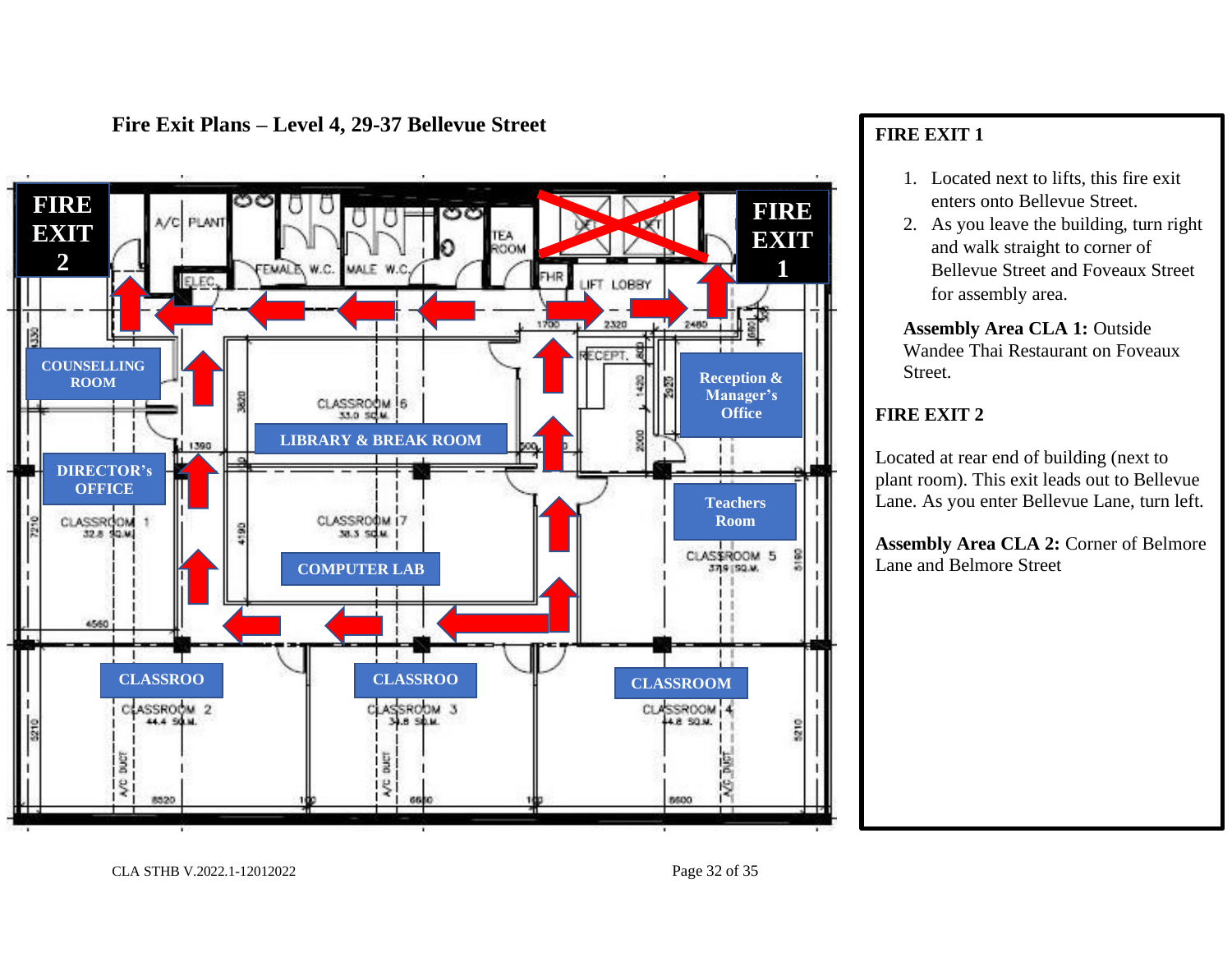## Fire Exit Plans – Level 4, 29-37 Bellevue Street

FIRE EXIT 2

FIRE EXIT 1

A/C PLANT

ELEC.

FEMALE W.C.

MALE W.C.

TEA ROOM

FHR

LIFT LOBBY

RECEPT.

COUNSELLING ROOM

Reception & Manager's Office

CLASSROOM 6
33.0 SQ.M.

LIBRARY & BREAK ROOM

DIRECTOR's OFFICE

CLASSROOM 1
32.8 SQ.M.

CLASSROOM 7
38.3 SQ.M.

Teachers Room

COMPUTER LAB

CLASSROOM 5
37.9 SQ.M.

CLASSROO

CLASSROOM 2
44.4 SQ.M.

CLASSROO

CLASSROOM 3
34.8 SQ.M.

CLASSROOM

CLASSROOM 4
44.8 SQ.M.

A/C DUCT

### FIRE EXIT 1

1. Located next to lifts, this fire exit enters onto Bellevue Street.
2. As you leave the building, turn right and walk straight to corner of Bellevue Street and Foveaux Street for assembly area.

**Assembly Area CLA 1:** Outside Wandee Thai Restaurant on Foveaux Street.

### FIRE EXIT 2

Located at rear end of building (next to plant room). This exit leads out to Bellevue Lane. As you enter Bellevue Lane, turn left.

**Assembly Area CLA 2:** Corner of Belmore Lane and Belmore Street

CLA STHB V.2022.1-12012022